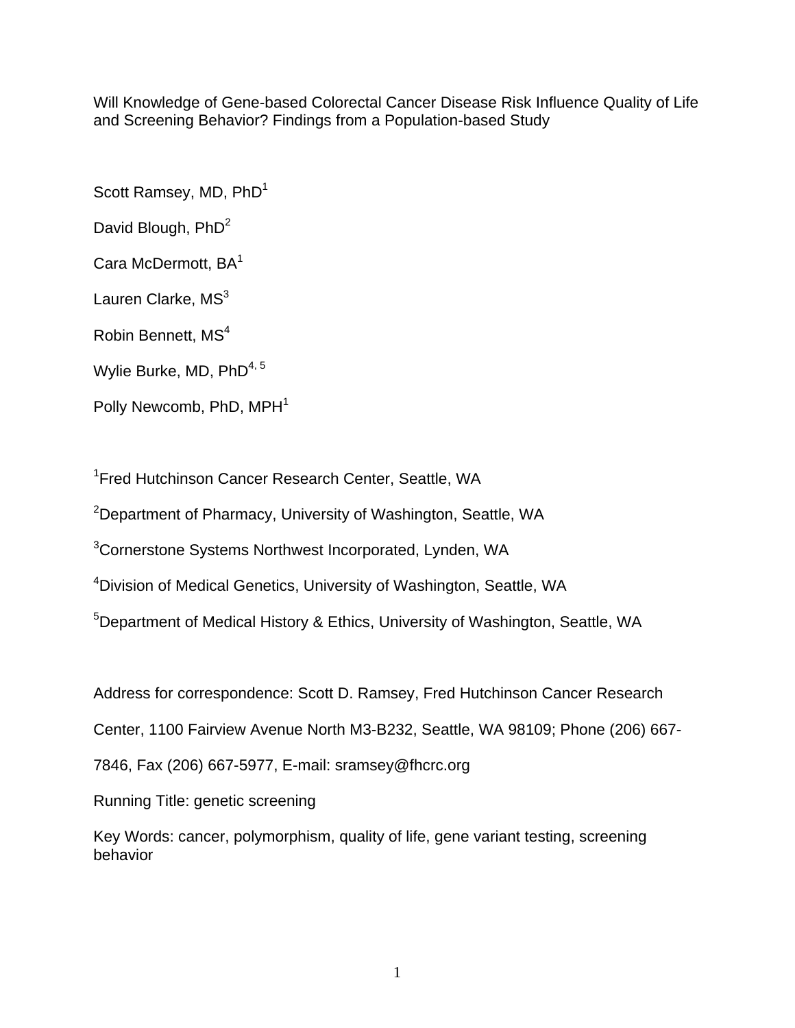# Will Knowledge of Gene-based Colorectal Cancer Disease Risk Influence Quality of Life and Screening Behavior? Findings from a Population-based Study

Scott Ramsey, MD, PhD[1]

David Blough, PhD[2]

Cara McDermott, BA[1]

Lauren Clarke, MS[3]

Robin Bennett, MS[4]

Wylie Burke, MD, PhD[4, 5]

Polly Newcomb, PhD, MPH[1]

[1]Fred Hutchinson Cancer Research Center, Seattle, WA

[2]Department of Pharmacy, University of Washington, Seattle, WA

[3]Cornerstone Systems Northwest Incorporated, Lynden, WA

[4]Division of Medical Genetics, University of Washington, Seattle, WA

[5]Department of Medical History & Ethics, University of Washington, Seattle, WA

Address for correspondence: Scott D. Ramsey, Fred Hutchinson Cancer Research Center, 1100 Fairview Avenue North M3-B232, Seattle, WA 98109; Phone (206) 667-7846, Fax (206) 667-5977, E-mail: sramsey@fhcrc.org

Running Title: genetic screening

Key Words: cancer, polymorphism, quality of life, gene variant testing, screening behavior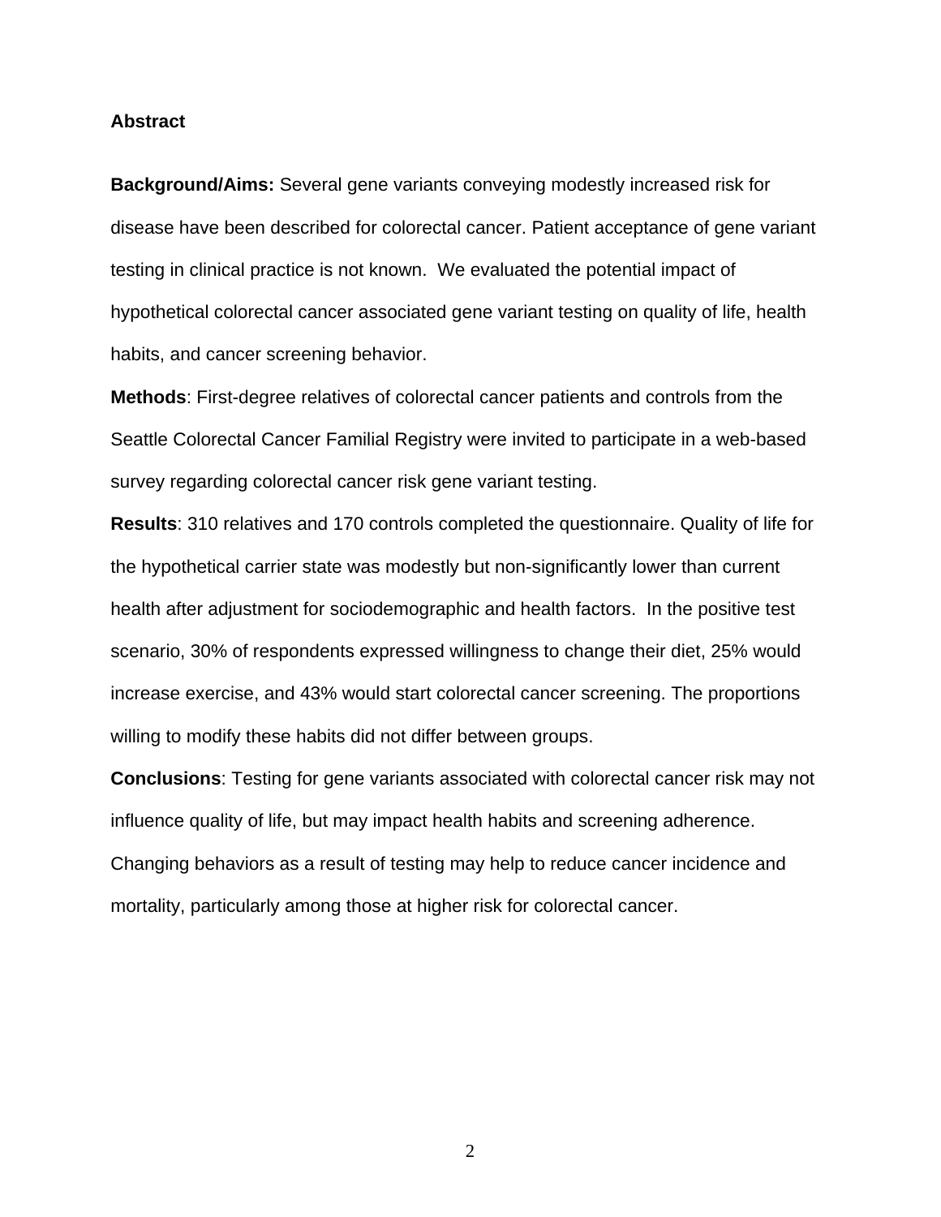**Abstract**

**Background/Aims:** Several gene variants conveying modestly increased risk for disease have been described for colorectal cancer. Patient acceptance of gene variant testing in clinical practice is not known. We evaluated the potential impact of hypothetical colorectal cancer associated gene variant testing on quality of life, health habits, and cancer screening behavior.

**Methods**: First-degree relatives of colorectal cancer patients and controls from the Seattle Colorectal Cancer Familial Registry were invited to participate in a web-based survey regarding colorectal cancer risk gene variant testing.

**Results**: 310 relatives and 170 controls completed the questionnaire. Quality of life for the hypothetical carrier state was modestly but non-significantly lower than current health after adjustment for sociodemographic and health factors. In the positive test scenario, 30% of respondents expressed willingness to change their diet, 25% would increase exercise, and 43% would start colorectal cancer screening. The proportions willing to modify these habits did not differ between groups.

**Conclusions**: Testing for gene variants associated with colorectal cancer risk may not influence quality of life, but may impact health habits and screening adherence. Changing behaviors as a result of testing may help to reduce cancer incidence and mortality, particularly among those at higher risk for colorectal cancer.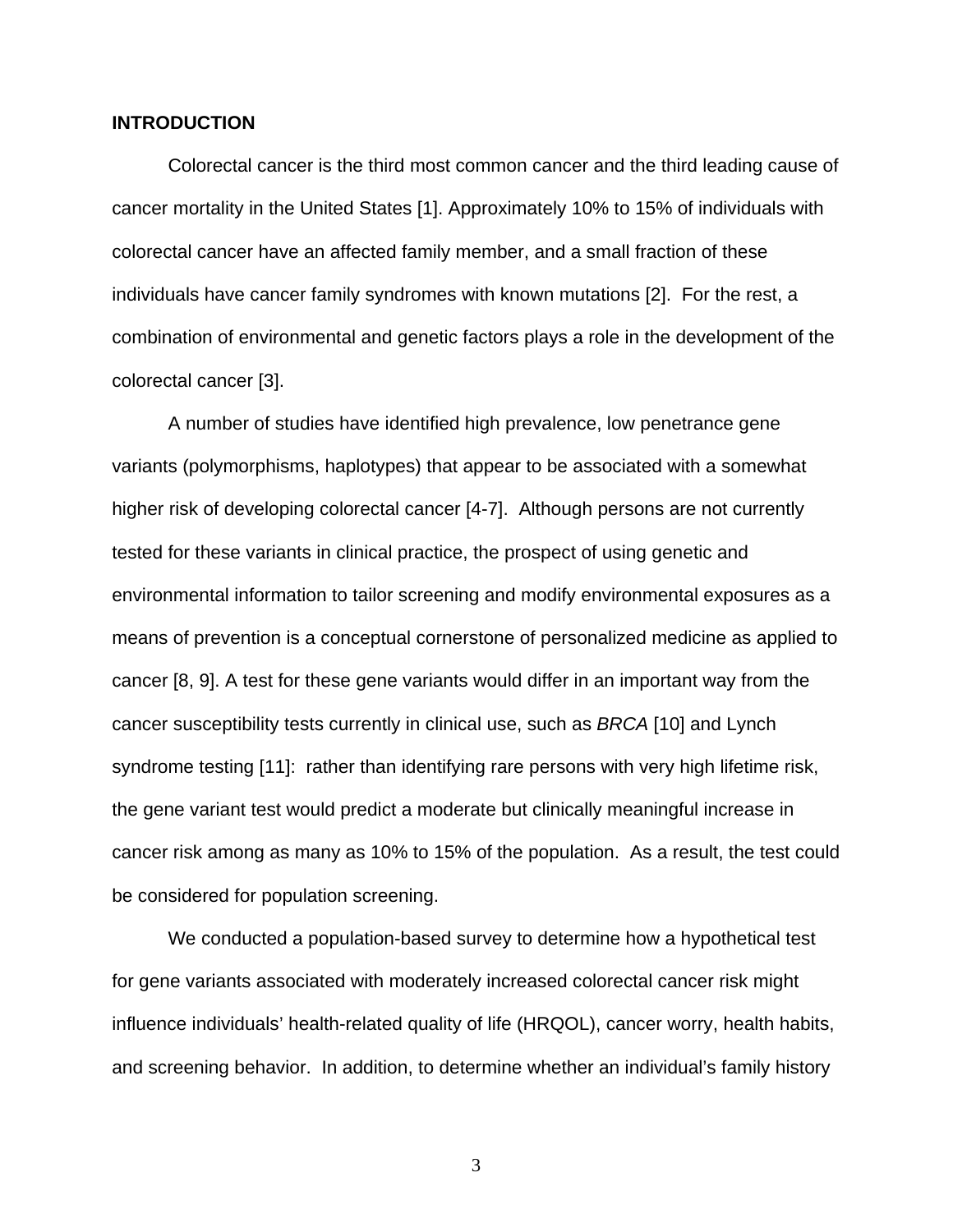**INTRODUCTION**

Colorectal cancer is the third most common cancer and the third leading cause of cancer mortality in the United States [1]. Approximately 10% to 15% of individuals with colorectal cancer have an affected family member, and a small fraction of these individuals have cancer family syndromes with known mutations [2]. For the rest, a combination of environmental and genetic factors plays a role in the development of the colorectal cancer [3].

A number of studies have identified high prevalence, low penetrance gene variants (polymorphisms, haplotypes) that appear to be associated with a somewhat higher risk of developing colorectal cancer [4-7]. Although persons are not currently tested for these variants in clinical practice, the prospect of using genetic and environmental information to tailor screening and modify environmental exposures as a means of prevention is a conceptual cornerstone of personalized medicine as applied to cancer [8, 9]. A test for these gene variants would differ in an important way from the cancer susceptibility tests currently in clinical use, such as *BRCA* [10] and Lynch syndrome testing [11]: rather than identifying rare persons with very high lifetime risk, the gene variant test would predict a moderate but clinically meaningful increase in cancer risk among as many as 10% to 15% of the population. As a result, the test could be considered for population screening.

We conducted a population-based survey to determine how a hypothetical test for gene variants associated with moderately increased colorectal cancer risk might influence individuals' health-related quality of life (HRQOL), cancer worry, health habits, and screening behavior. In addition, to determine whether an individual's family history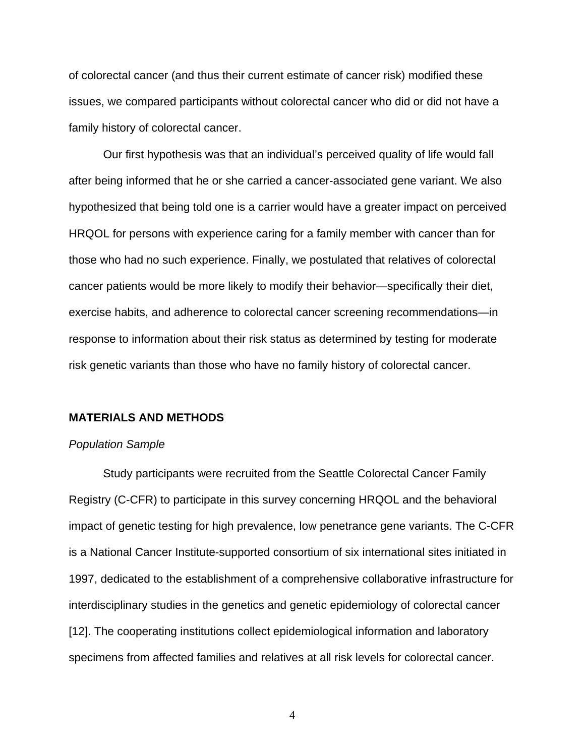of colorectal cancer (and thus their current estimate of cancer risk) modified these issues, we compared participants without colorectal cancer who did or did not have a family history of colorectal cancer.

Our first hypothesis was that an individual's perceived quality of life would fall after being informed that he or she carried a cancer-associated gene variant. We also hypothesized that being told one is a carrier would have a greater impact on perceived HRQOL for persons with experience caring for a family member with cancer than for those who had no such experience. Finally, we postulated that relatives of colorectal cancer patients would be more likely to modify their behavior—specifically their diet, exercise habits, and adherence to colorectal cancer screening recommendations—in response to information about their risk status as determined by testing for moderate risk genetic variants than those who have no family history of colorectal cancer.

## MATERIALS AND METHODS

### *Population Sample*

Study participants were recruited from the Seattle Colorectal Cancer Family Registry (C-CFR) to participate in this survey concerning HRQOL and the behavioral impact of genetic testing for high prevalence, low penetrance gene variants. The C-CFR is a National Cancer Institute-supported consortium of six international sites initiated in 1997, dedicated to the establishment of a comprehensive collaborative infrastructure for interdisciplinary studies in the genetics and genetic epidemiology of colorectal cancer [12]. The cooperating institutions collect epidemiological information and laboratory specimens from affected families and relatives at all risk levels for colorectal cancer.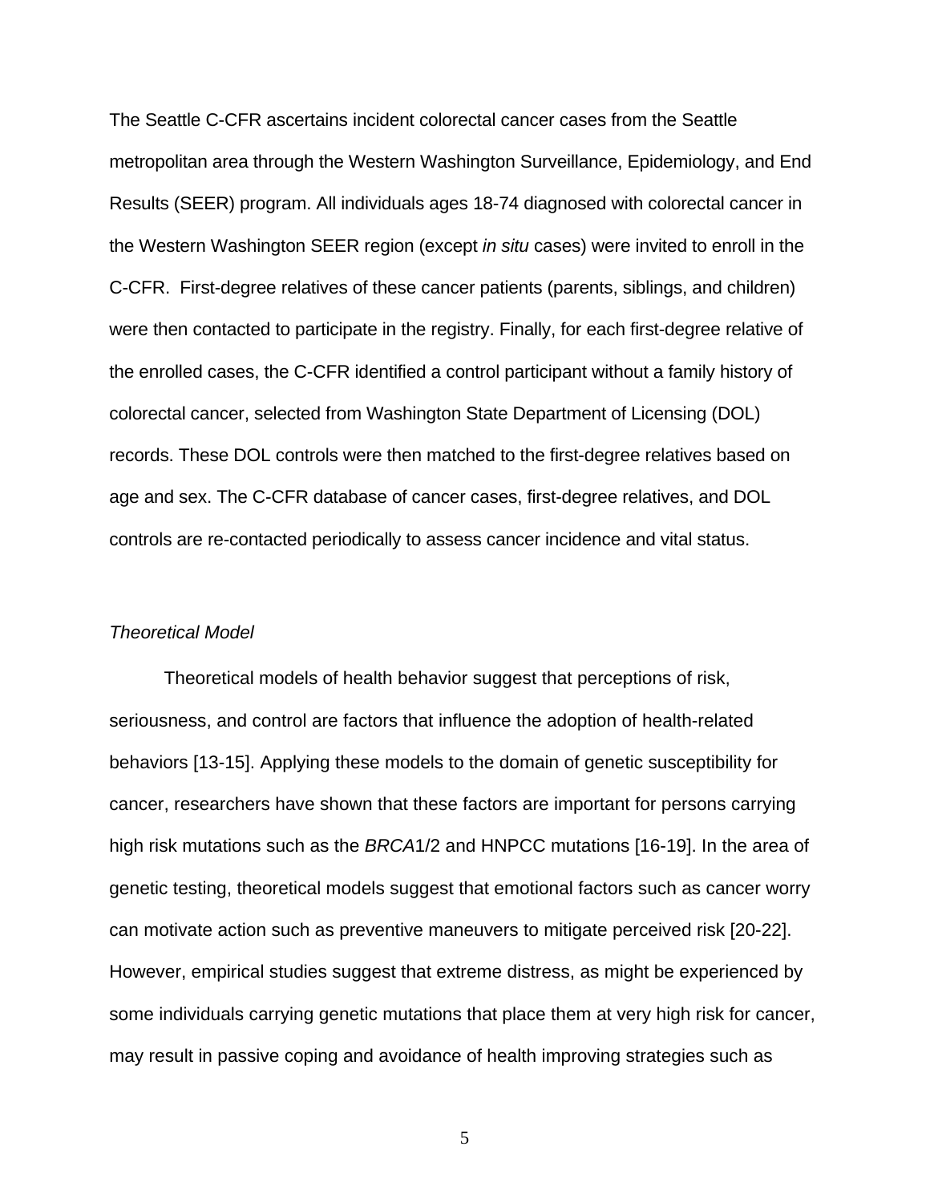The Seattle C-CFR ascertains incident colorectal cancer cases from the Seattle metropolitan area through the Western Washington Surveillance, Epidemiology, and End Results (SEER) program. All individuals ages 18-74 diagnosed with colorectal cancer in the Western Washington SEER region (except *in situ* cases) were invited to enroll in the C-CFR.  First-degree relatives of these cancer patients (parents, siblings, and children) were then contacted to participate in the registry. Finally, for each first-degree relative of the enrolled cases, the C-CFR identified a control participant without a family history of colorectal cancer, selected from Washington State Department of Licensing (DOL) records. These DOL controls were then matched to the first-degree relatives based on age and sex. The C-CFR database of cancer cases, first-degree relatives, and DOL controls are re-contacted periodically to assess cancer incidence and vital status.

*Theoretical Model*

Theoretical models of health behavior suggest that perceptions of risk, seriousness, and control are factors that influence the adoption of health-related behaviors [13-15]. Applying these models to the domain of genetic susceptibility for cancer, researchers have shown that these factors are important for persons carrying high risk mutations such as the *BRCA*1/2 and HNPCC mutations [16-19]. In the area of genetic testing, theoretical models suggest that emotional factors such as cancer worry can motivate action such as preventive maneuvers to mitigate perceived risk [20-22]. However, empirical studies suggest that extreme distress, as might be experienced by some individuals carrying genetic mutations that place them at very high risk for cancer, may result in passive coping and avoidance of health improving strategies such as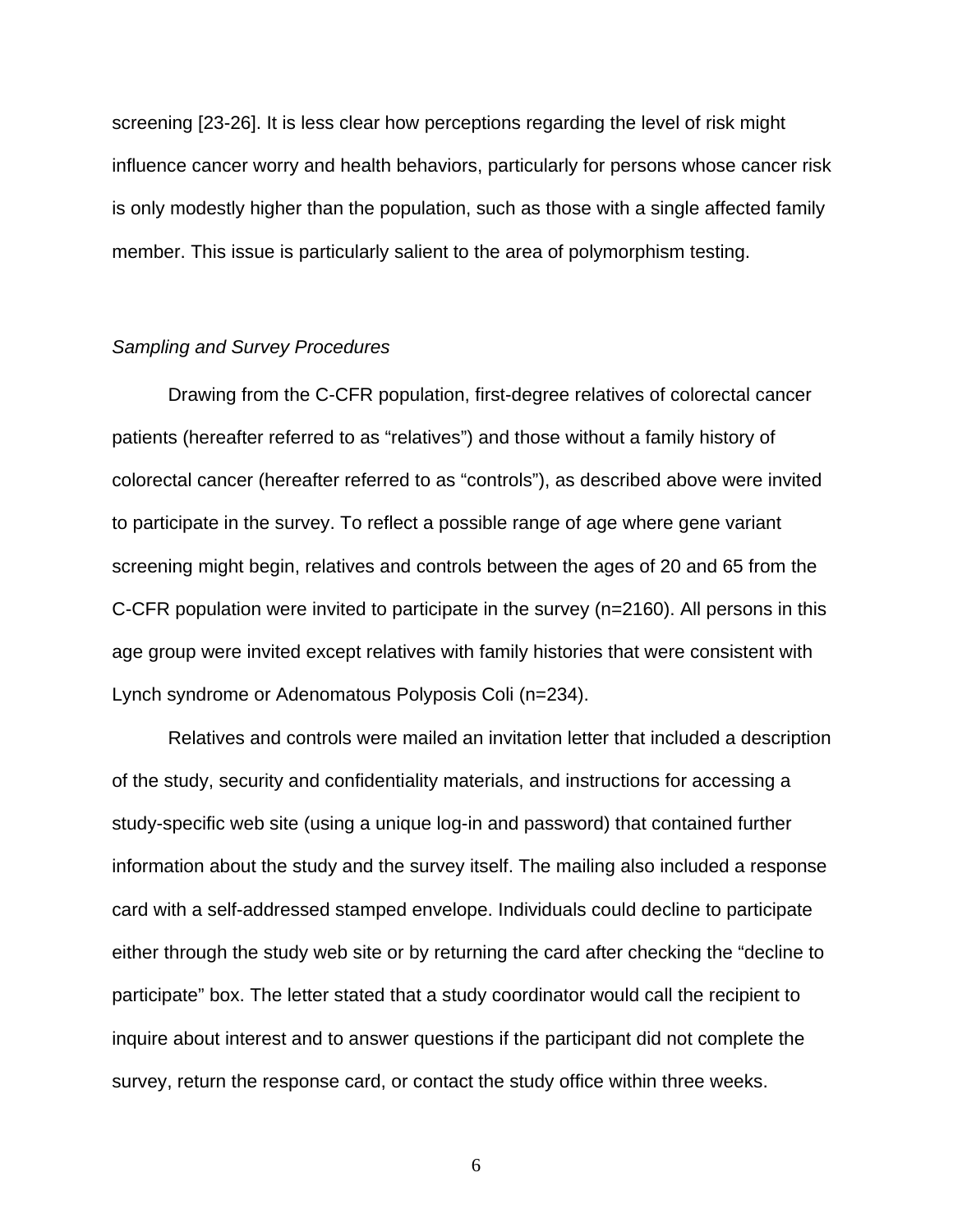screening [23-26]. It is less clear how perceptions regarding the level of risk might influence cancer worry and health behaviors, particularly for persons whose cancer risk is only modestly higher than the population, such as those with a single affected family member. This issue is particularly salient to the area of polymorphism testing.

*Sampling and Survey Procedures*

Drawing from the C-CFR population, first-degree relatives of colorectal cancer patients (hereafter referred to as “relatives”) and those without a family history of colorectal cancer (hereafter referred to as “controls”), as described above were invited to participate in the survey. To reflect a possible range of age where gene variant screening might begin, relatives and controls between the ages of 20 and 65 from the C-CFR population were invited to participate in the survey (n=2160). All persons in this age group were invited except relatives with family histories that were consistent with Lynch syndrome or Adenomatous Polyposis Coli (n=234).

Relatives and controls were mailed an invitation letter that included a description of the study, security and confidentiality materials, and instructions for accessing a study-specific web site (using a unique log-in and password) that contained further information about the study and the survey itself. The mailing also included a response card with a self-addressed stamped envelope. Individuals could decline to participate either through the study web site or by returning the card after checking the “decline to participate” box. The letter stated that a study coordinator would call the recipient to inquire about interest and to answer questions if the participant did not complete the survey, return the response card, or contact the study office within three weeks.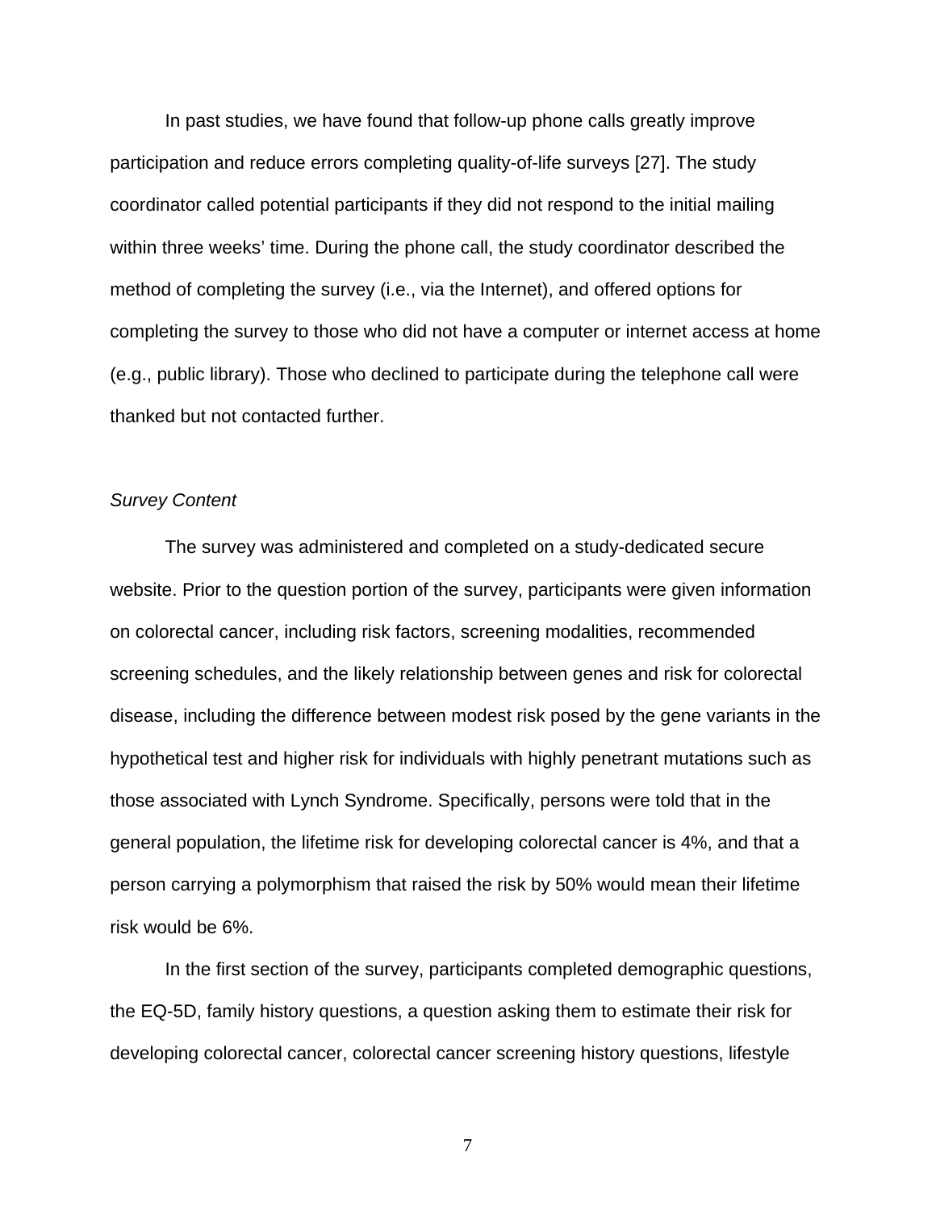In past studies, we have found that follow-up phone calls greatly improve participation and reduce errors completing quality-of-life surveys [27]. The study coordinator called potential participants if they did not respond to the initial mailing within three weeks' time. During the phone call, the study coordinator described the method of completing the survey (i.e., via the Internet), and offered options for completing the survey to those who did not have a computer or internet access at home (e.g., public library). Those who declined to participate during the telephone call were thanked but not contacted further.

*Survey Content*

The survey was administered and completed on a study-dedicated secure website. Prior to the question portion of the survey, participants were given information on colorectal cancer, including risk factors, screening modalities, recommended screening schedules, and the likely relationship between genes and risk for colorectal disease, including the difference between modest risk posed by the gene variants in the hypothetical test and higher risk for individuals with highly penetrant mutations such as those associated with Lynch Syndrome. Specifically, persons were told that in the general population, the lifetime risk for developing colorectal cancer is 4%, and that a person carrying a polymorphism that raised the risk by 50% would mean their lifetime risk would be 6%.

In the first section of the survey, participants completed demographic questions, the EQ-5D, family history questions, a question asking them to estimate their risk for developing colorectal cancer, colorectal cancer screening history questions, lifestyle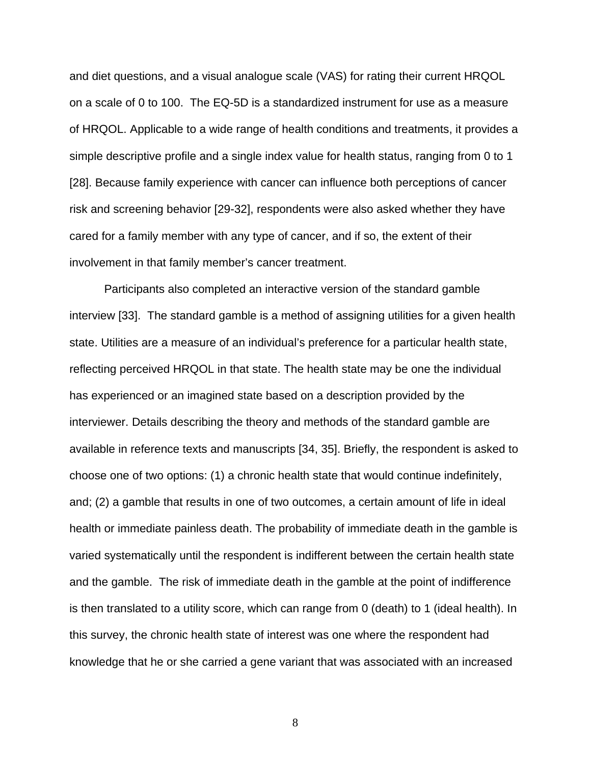and diet questions, and a visual analogue scale (VAS) for rating their current HRQOL on a scale of 0 to 100. The EQ-5D is a standardized instrument for use as a measure of HRQOL. Applicable to a wide range of health conditions and treatments, it provides a simple descriptive profile and a single index value for health status, ranging from 0 to 1 [28]. Because family experience with cancer can influence both perceptions of cancer risk and screening behavior [29-32], respondents were also asked whether they have cared for a family member with any type of cancer, and if so, the extent of their involvement in that family member's cancer treatment.

Participants also completed an interactive version of the standard gamble interview [33]. The standard gamble is a method of assigning utilities for a given health state. Utilities are a measure of an individual's preference for a particular health state, reflecting perceived HRQOL in that state. The health state may be one the individual has experienced or an imagined state based on a description provided by the interviewer. Details describing the theory and methods of the standard gamble are available in reference texts and manuscripts [34, 35]. Briefly, the respondent is asked to choose one of two options: (1) a chronic health state that would continue indefinitely, and; (2) a gamble that results in one of two outcomes, a certain amount of life in ideal health or immediate painless death. The probability of immediate death in the gamble is varied systematically until the respondent is indifferent between the certain health state and the gamble. The risk of immediate death in the gamble at the point of indifference is then translated to a utility score, which can range from 0 (death) to 1 (ideal health). In this survey, the chronic health state of interest was one where the respondent had knowledge that he or she carried a gene variant that was associated with an increased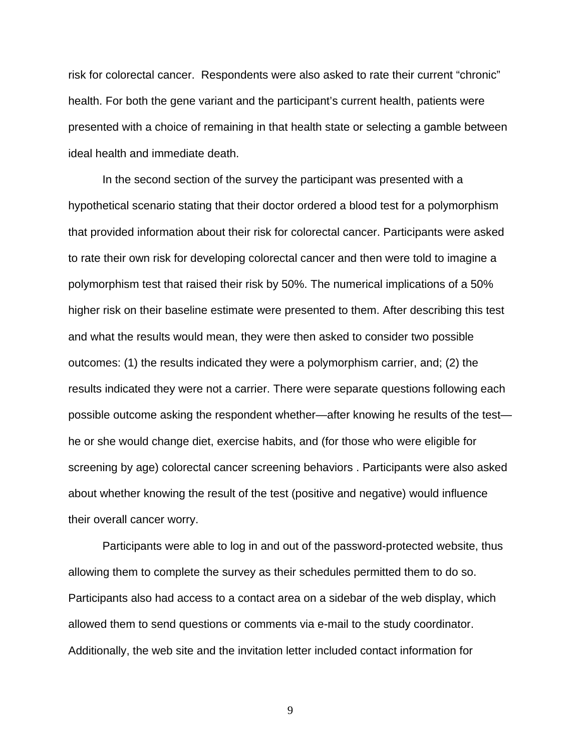risk for colorectal cancer. Respondents were also asked to rate their current "chronic" health. For both the gene variant and the participant's current health, patients were presented with a choice of remaining in that health state or selecting a gamble between ideal health and immediate death.

In the second section of the survey the participant was presented with a hypothetical scenario stating that their doctor ordered a blood test for a polymorphism that provided information about their risk for colorectal cancer. Participants were asked to rate their own risk for developing colorectal cancer and then were told to imagine a polymorphism test that raised their risk by 50%. The numerical implications of a 50% higher risk on their baseline estimate were presented to them. After describing this test and what the results would mean, they were then asked to consider two possible outcomes: (1) the results indicated they were a polymorphism carrier, and; (2) the results indicated they were not a carrier. There were separate questions following each possible outcome asking the respondent whether—after knowing he results of the test—he or she would change diet, exercise habits, and (for those who were eligible for screening by age) colorectal cancer screening behaviors . Participants were also asked about whether knowing the result of the test (positive and negative) would influence their overall cancer worry.

Participants were able to log in and out of the password-protected website, thus allowing them to complete the survey as their schedules permitted them to do so. Participants also had access to a contact area on a sidebar of the web display, which allowed them to send questions or comments via e-mail to the study coordinator. Additionally, the web site and the invitation letter included contact information for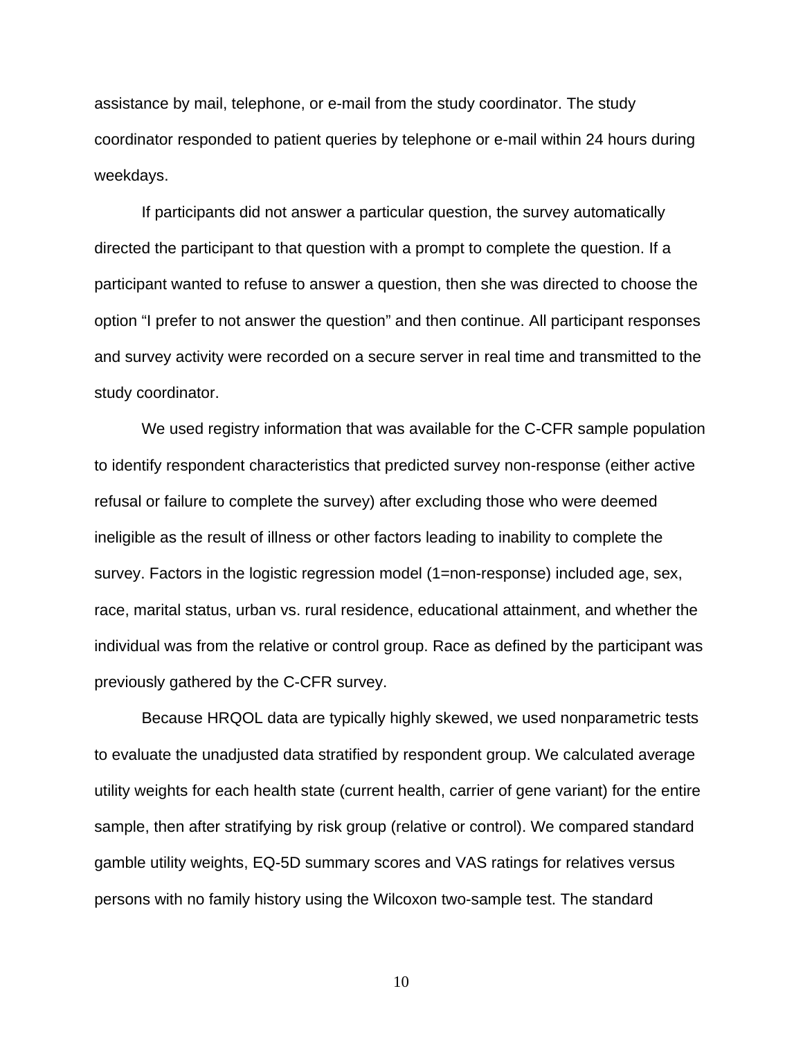assistance by mail, telephone, or e-mail from the study coordinator. The study coordinator responded to patient queries by telephone or e-mail within 24 hours during weekdays.

If participants did not answer a particular question, the survey automatically directed the participant to that question with a prompt to complete the question. If a participant wanted to refuse to answer a question, then she was directed to choose the option “I prefer to not answer the question” and then continue. All participant responses and survey activity were recorded on a secure server in real time and transmitted to the study coordinator.

We used registry information that was available for the C-CFR sample population to identify respondent characteristics that predicted survey non-response (either active refusal or failure to complete the survey) after excluding those who were deemed ineligible as the result of illness or other factors leading to inability to complete the survey. Factors in the logistic regression model (1=non-response) included age, sex, race, marital status, urban vs. rural residence, educational attainment, and whether the individual was from the relative or control group. Race as defined by the participant was previously gathered by the C-CFR survey.

Because HRQOL data are typically highly skewed, we used nonparametric tests to evaluate the unadjusted data stratified by respondent group. We calculated average utility weights for each health state (current health, carrier of gene variant) for the entire sample, then after stratifying by risk group (relative or control). We compared standard gamble utility weights, EQ-5D summary scores and VAS ratings for relatives versus persons with no family history using the Wilcoxon two-sample test. The standard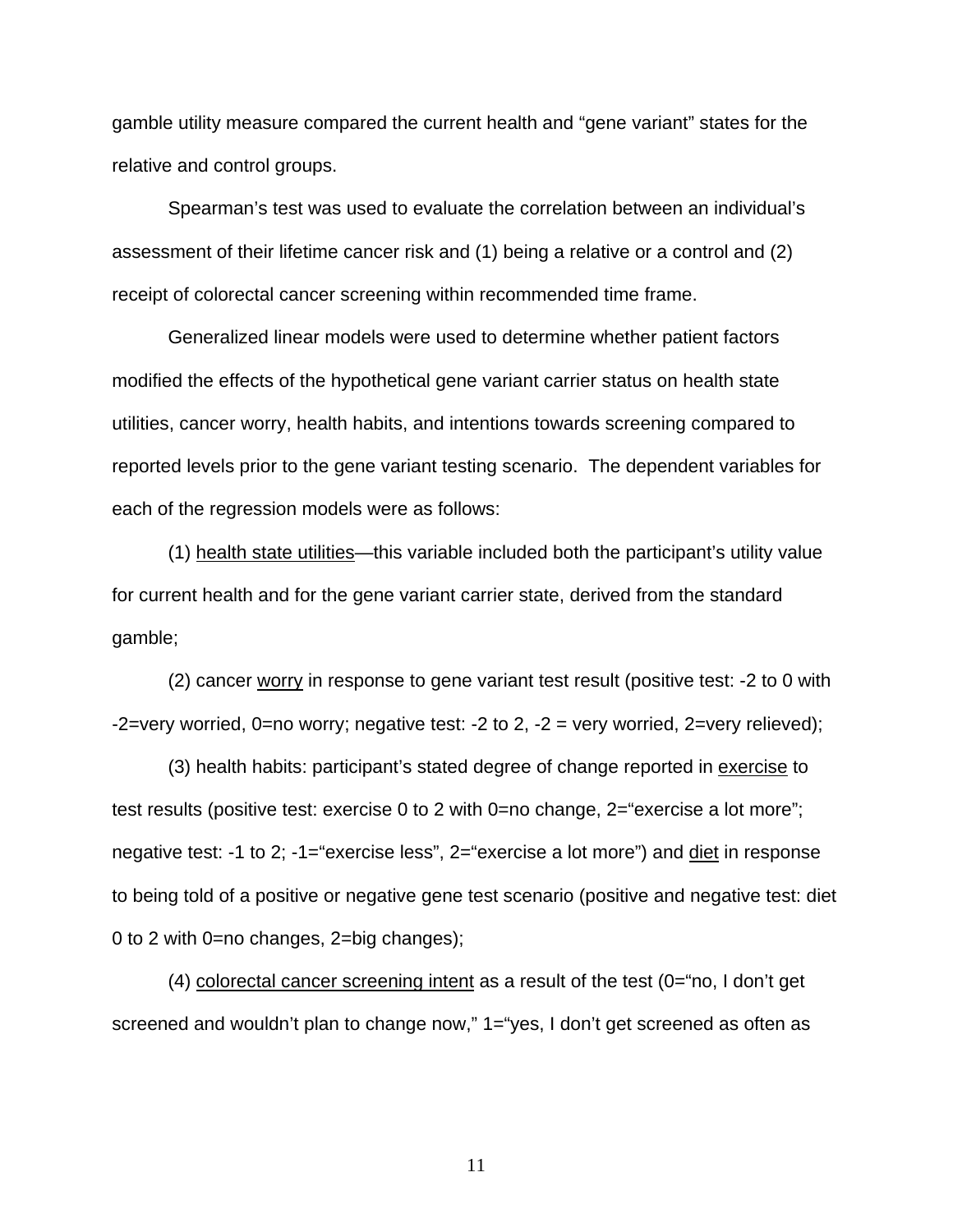gamble utility measure compared the current health and "gene variant" states for the relative and control groups.

Spearman's test was used to evaluate the correlation between an individual's assessment of their lifetime cancer risk and (1) being a relative or a control and (2) receipt of colorectal cancer screening within recommended time frame.

Generalized linear models were used to determine whether patient factors modified the effects of the hypothetical gene variant carrier status on health state utilities, cancer worry, health habits, and intentions towards screening compared to reported levels prior to the gene variant testing scenario. The dependent variables for each of the regression models were as follows:

(1) <u>health state utilities</u>—this variable included both the participant's utility value for current health and for the gene variant carrier state, derived from the standard gamble;

(2) cancer <u>worry</u> in response to gene variant test result (positive test: -2 to 0 with -2=very worried, 0=no worry; negative test: -2 to 2, -2 = very worried, 2=very relieved);

(3) health habits: participant's stated degree of change reported in <u>exercise</u> to test results (positive test: exercise 0 to 2 with 0=no change, 2="exercise a lot more"; negative test: -1 to 2; -1="exercise less", 2="exercise a lot more") and <u>diet</u> in response to being told of a positive or negative gene test scenario (positive and negative test: diet 0 to 2 with 0=no changes, 2=big changes);

(4) <u>colorectal cancer screening intent</u> as a result of the test (0="no, I don't get screened and wouldn't plan to change now," 1="yes, I don't get screened as often as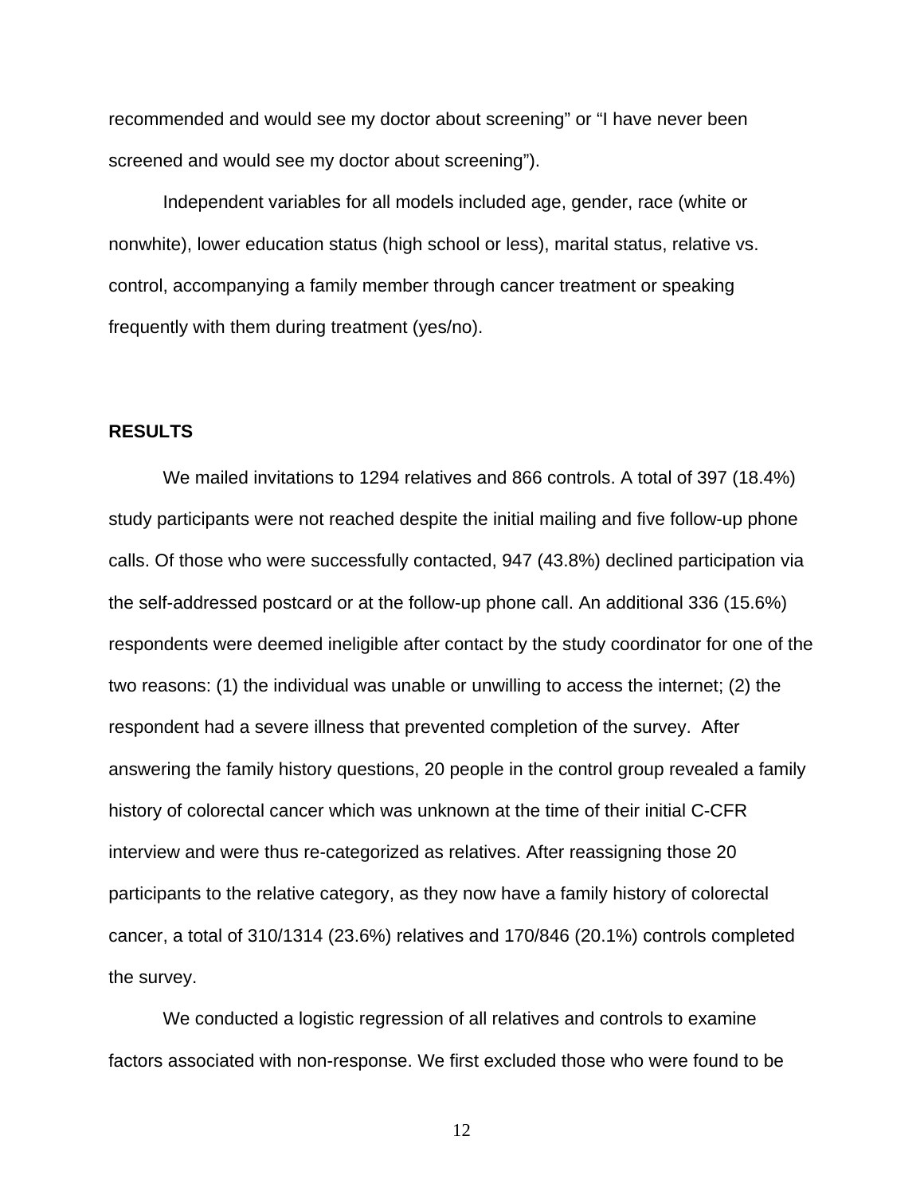recommended and would see my doctor about screening" or "I have never been screened and would see my doctor about screening").

Independent variables for all models included age, gender, race (white or nonwhite), lower education status (high school or less), marital status, relative vs. control, accompanying a family member through cancer treatment or speaking frequently with them during treatment (yes/no).

**RESULTS**

We mailed invitations to 1294 relatives and 866 controls. A total of 397 (18.4%) study participants were not reached despite the initial mailing and five follow-up phone calls. Of those who were successfully contacted, 947 (43.8%) declined participation via the self-addressed postcard or at the follow-up phone call. An additional 336 (15.6%) respondents were deemed ineligible after contact by the study coordinator for one of the two reasons: (1) the individual was unable or unwilling to access the internet; (2) the respondent had a severe illness that prevented completion of the survey. After answering the family history questions, 20 people in the control group revealed a family history of colorectal cancer which was unknown at the time of their initial C-CFR interview and were thus re-categorized as relatives. After reassigning those 20 participants to the relative category, as they now have a family history of colorectal cancer, a total of 310/1314 (23.6%) relatives and 170/846 (20.1%) controls completed the survey.

We conducted a logistic regression of all relatives and controls to examine factors associated with non-response. We first excluded those who were found to be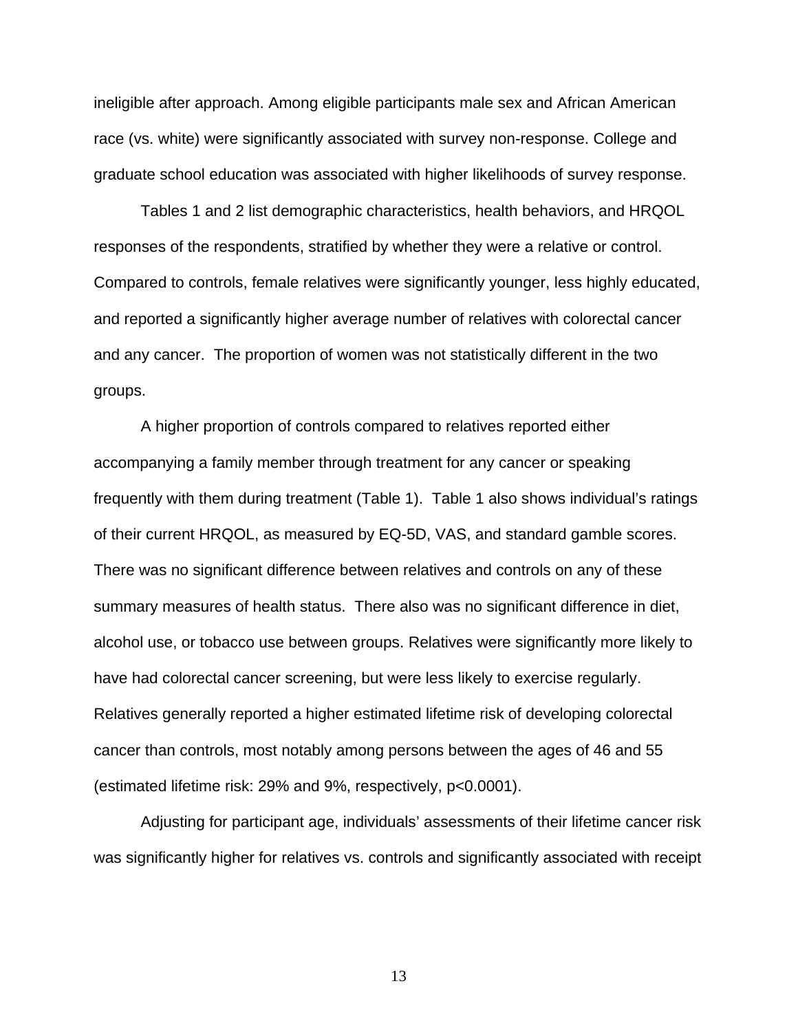ineligible after approach. Among eligible participants male sex and African American race (vs. white) were significantly associated with survey non-response. College and graduate school education was associated with higher likelihoods of survey response.

Tables 1 and 2 list demographic characteristics, health behaviors, and HRQOL responses of the respondents, stratified by whether they were a relative or control. Compared to controls, female relatives were significantly younger, less highly educated, and reported a significantly higher average number of relatives with colorectal cancer and any cancer.  The proportion of women was not statistically different in the two groups.

A higher proportion of controls compared to relatives reported either accompanying a family member through treatment for any cancer or speaking frequently with them during treatment (Table 1).  Table 1 also shows individual's ratings of their current HRQOL, as measured by EQ-5D, VAS, and standard gamble scores. There was no significant difference between relatives and controls on any of these summary measures of health status.  There also was no significant difference in diet, alcohol use, or tobacco use between groups. Relatives were significantly more likely to have had colorectal cancer screening, but were less likely to exercise regularly. Relatives generally reported a higher estimated lifetime risk of developing colorectal cancer than controls, most notably among persons between the ages of 46 and 55 (estimated lifetime risk: 29% and 9%, respectively, $p<0.0001$).

Adjusting for participant age, individuals' assessments of their lifetime cancer risk was significantly higher for relatives vs. controls and significantly associated with receipt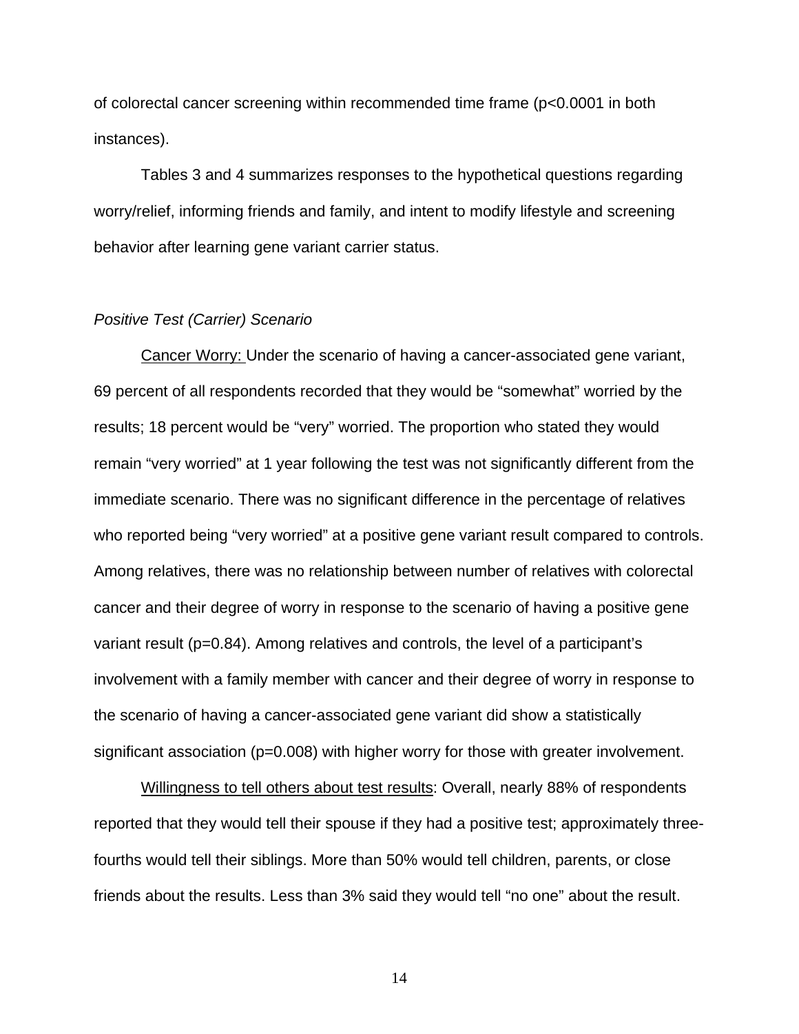of colorectal cancer screening within recommended time frame ($p<0.0001$ in both instances).

Tables 3 and 4 summarizes responses to the hypothetical questions regarding worry/relief, informing friends and family, and intent to modify lifestyle and screening behavior after learning gene variant carrier status.

*Positive Test (Carrier) Scenario*

Cancer Worry: Under the scenario of having a cancer-associated gene variant, 69 percent of all respondents recorded that they would be "somewhat" worried by the results; 18 percent would be "very" worried. The proportion who stated they would remain "very worried" at 1 year following the test was not significantly different from the immediate scenario. There was no significant difference in the percentage of relatives who reported being "very worried" at a positive gene variant result compared to controls. Among relatives, there was no relationship between number of relatives with colorectal cancer and their degree of worry in response to the scenario of having a positive gene variant result ($p=0.84$). Among relatives and controls, the level of a participant's involvement with a family member with cancer and their degree of worry in response to the scenario of having a cancer-associated gene variant did show a statistically significant association ($p=0.008$) with higher worry for those with greater involvement.

Willingness to tell others about test results: Overall, nearly 88% of respondents reported that they would tell their spouse if they had a positive test; approximately three-fourths would tell their siblings. More than 50% would tell children, parents, or close friends about the results. Less than 3% said they would tell "no one" about the result.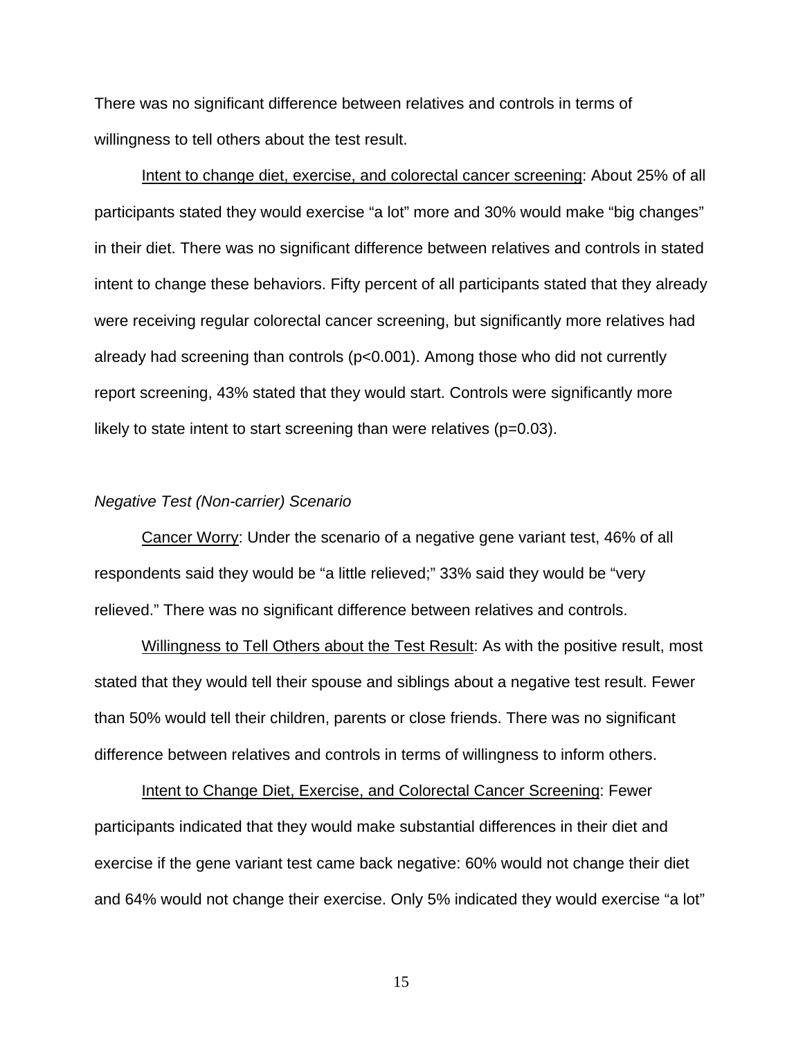There was no significant difference between relatives and controls in terms of willingness to tell others about the test result.

Intent to change diet, exercise, and colorectal cancer screening: About 25% of all participants stated they would exercise "a lot" more and 30% would make "big changes" in their diet. There was no significant difference between relatives and controls in stated intent to change these behaviors. Fifty percent of all participants stated that they already were receiving regular colorectal cancer screening, but significantly more relatives had already had screening than controls ($p<0.001$). Among those who did not currently report screening, 43% stated that they would start. Controls were significantly more likely to state intent to start screening than were relatives ($p=0.03$).

*Negative Test (Non-carrier) Scenario*

Cancer Worry: Under the scenario of a negative gene variant test, 46% of all respondents said they would be "a little relieved;" 33% said they would be "very relieved." There was no significant difference between relatives and controls.

Willingness to Tell Others about the Test Result: As with the positive result, most stated that they would tell their spouse and siblings about a negative test result. Fewer than 50% would tell their children, parents or close friends. There was no significant difference between relatives and controls in terms of willingness to inform others.

Intent to Change Diet, Exercise, and Colorectal Cancer Screening: Fewer participants indicated that they would make substantial differences in their diet and exercise if the gene variant test came back negative: 60% would not change their diet and 64% would not change their exercise. Only 5% indicated they would exercise "a lot"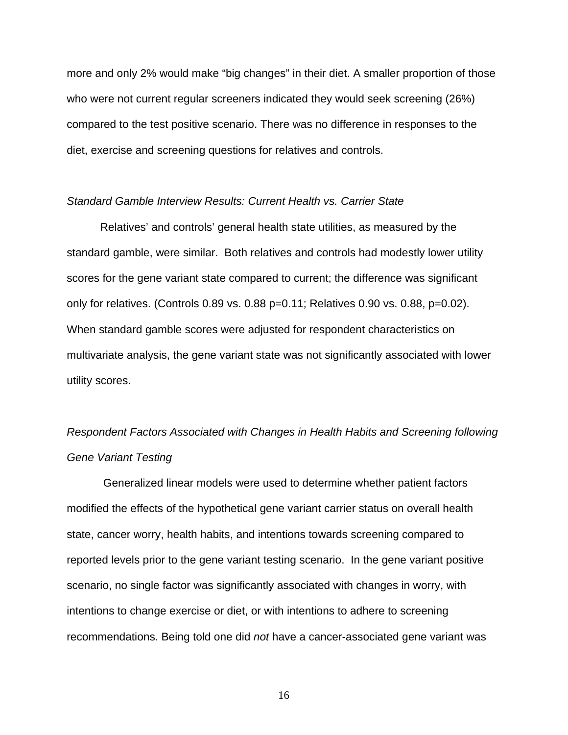more and only 2% would make “big changes” in their diet. A smaller proportion of those who were not current regular screeners indicated they would seek screening (26%) compared to the test positive scenario. There was no difference in responses to the diet, exercise and screening questions for relatives and controls.

*Standard Gamble Interview Results: Current Health vs. Carrier State*

Relatives’ and controls’ general health state utilities, as measured by the standard gamble, were similar. Both relatives and controls had modestly lower utility scores for the gene variant state compared to current; the difference was significant only for relatives. (Controls 0.89 vs. 0.88 p=0.11; Relatives 0.90 vs. 0.88, p=0.02). When standard gamble scores were adjusted for respondent characteristics on multivariate analysis, the gene variant state was not significantly associated with lower utility scores.

*Respondent Factors Associated with Changes in Health Habits and Screening following Gene Variant Testing*

Generalized linear models were used to determine whether patient factors modified the effects of the hypothetical gene variant carrier status on overall health state, cancer worry, health habits, and intentions towards screening compared to reported levels prior to the gene variant testing scenario. In the gene variant positive scenario, no single factor was significantly associated with changes in worry, with intentions to change exercise or diet, or with intentions to adhere to screening recommendations. Being told one did *not* have a cancer-associated gene variant was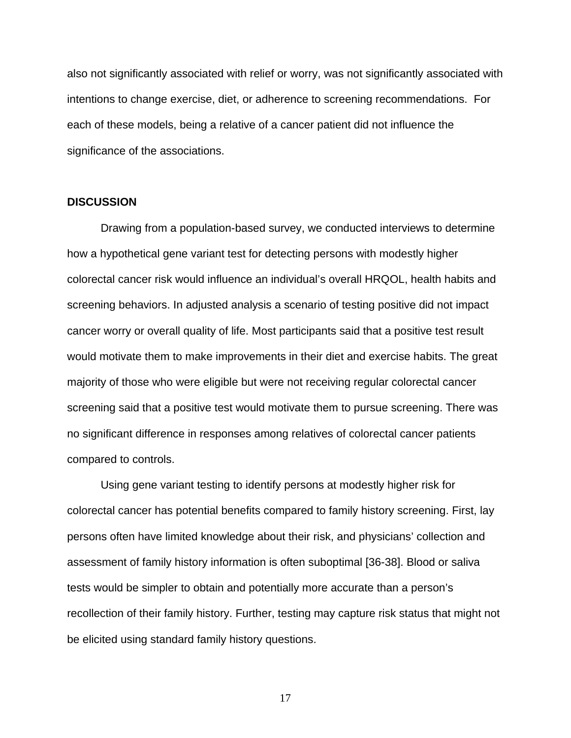also not significantly associated with relief or worry, was not significantly associated with intentions to change exercise, diet, or adherence to screening recommendations. For each of these models, being a relative of a cancer patient did not influence the significance of the associations.

## DISCUSSION

Drawing from a population-based survey, we conducted interviews to determine how a hypothetical gene variant test for detecting persons with modestly higher colorectal cancer risk would influence an individual's overall HRQOL, health habits and screening behaviors. In adjusted analysis a scenario of testing positive did not impact cancer worry or overall quality of life. Most participants said that a positive test result would motivate them to make improvements in their diet and exercise habits. The great majority of those who were eligible but were not receiving regular colorectal cancer screening said that a positive test would motivate them to pursue screening. There was no significant difference in responses among relatives of colorectal cancer patients compared to controls.

Using gene variant testing to identify persons at modestly higher risk for colorectal cancer has potential benefits compared to family history screening. First, lay persons often have limited knowledge about their risk, and physicians' collection and assessment of family history information is often suboptimal [36-38]. Blood or saliva tests would be simpler to obtain and potentially more accurate than a person's recollection of their family history. Further, testing may capture risk status that might not be elicited using standard family history questions.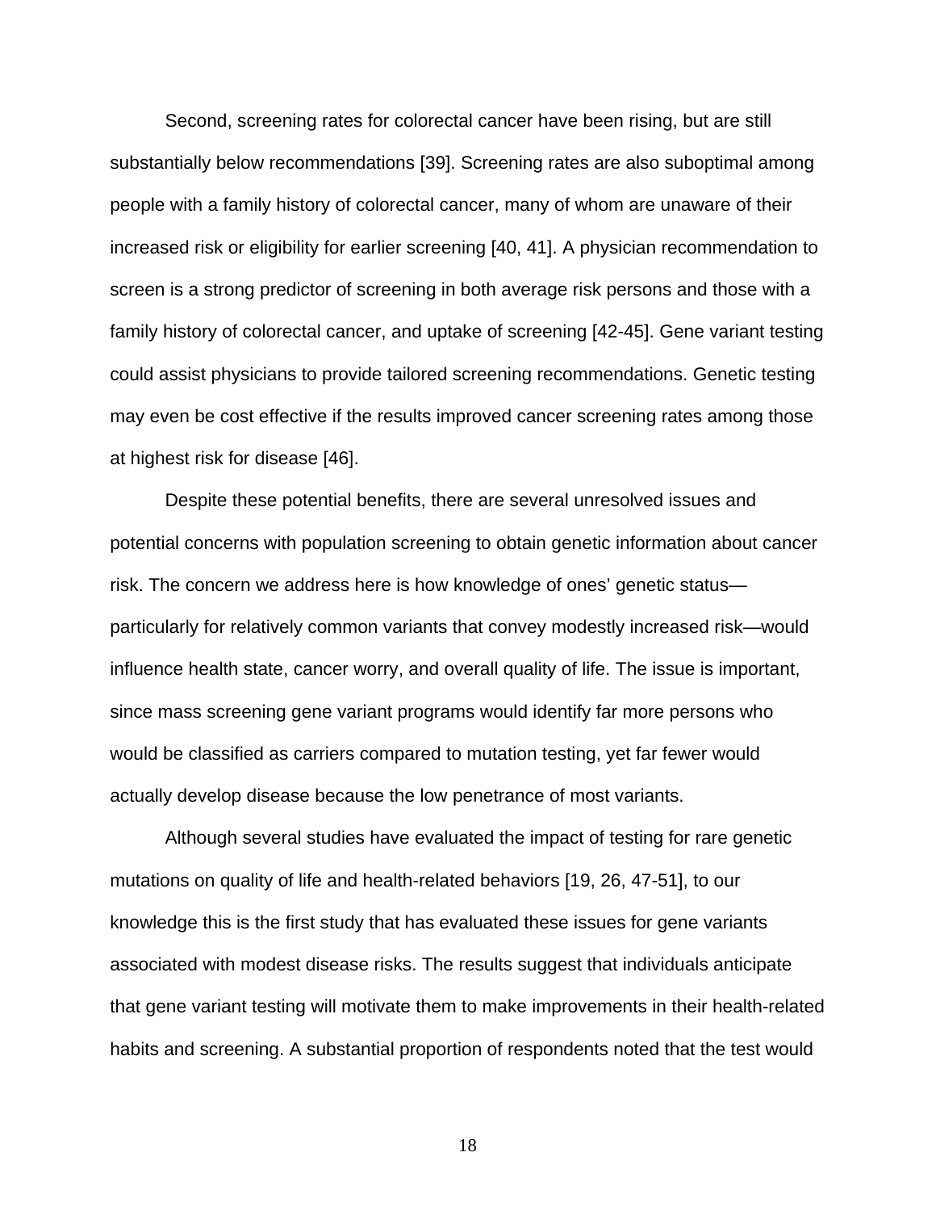Second, screening rates for colorectal cancer have been rising, but are still substantially below recommendations [39]. Screening rates are also suboptimal among people with a family history of colorectal cancer, many of whom are unaware of their increased risk or eligibility for earlier screening [40, 41]. A physician recommendation to screen is a strong predictor of screening in both average risk persons and those with a family history of colorectal cancer, and uptake of screening [42-45]. Gene variant testing could assist physicians to provide tailored screening recommendations. Genetic testing may even be cost effective if the results improved cancer screening rates among those at highest risk for disease [46].

Despite these potential benefits, there are several unresolved issues and potential concerns with population screening to obtain genetic information about cancer risk. The concern we address here is how knowledge of ones' genetic status—particularly for relatively common variants that convey modestly increased risk—would influence health state, cancer worry, and overall quality of life. The issue is important, since mass screening gene variant programs would identify far more persons who would be classified as carriers compared to mutation testing, yet far fewer would actually develop disease because the low penetrance of most variants.

Although several studies have evaluated the impact of testing for rare genetic mutations on quality of life and health-related behaviors [19, 26, 47-51], to our knowledge this is the first study that has evaluated these issues for gene variants associated with modest disease risks. The results suggest that individuals anticipate that gene variant testing will motivate them to make improvements in their health-related habits and screening. A substantial proportion of respondents noted that the test would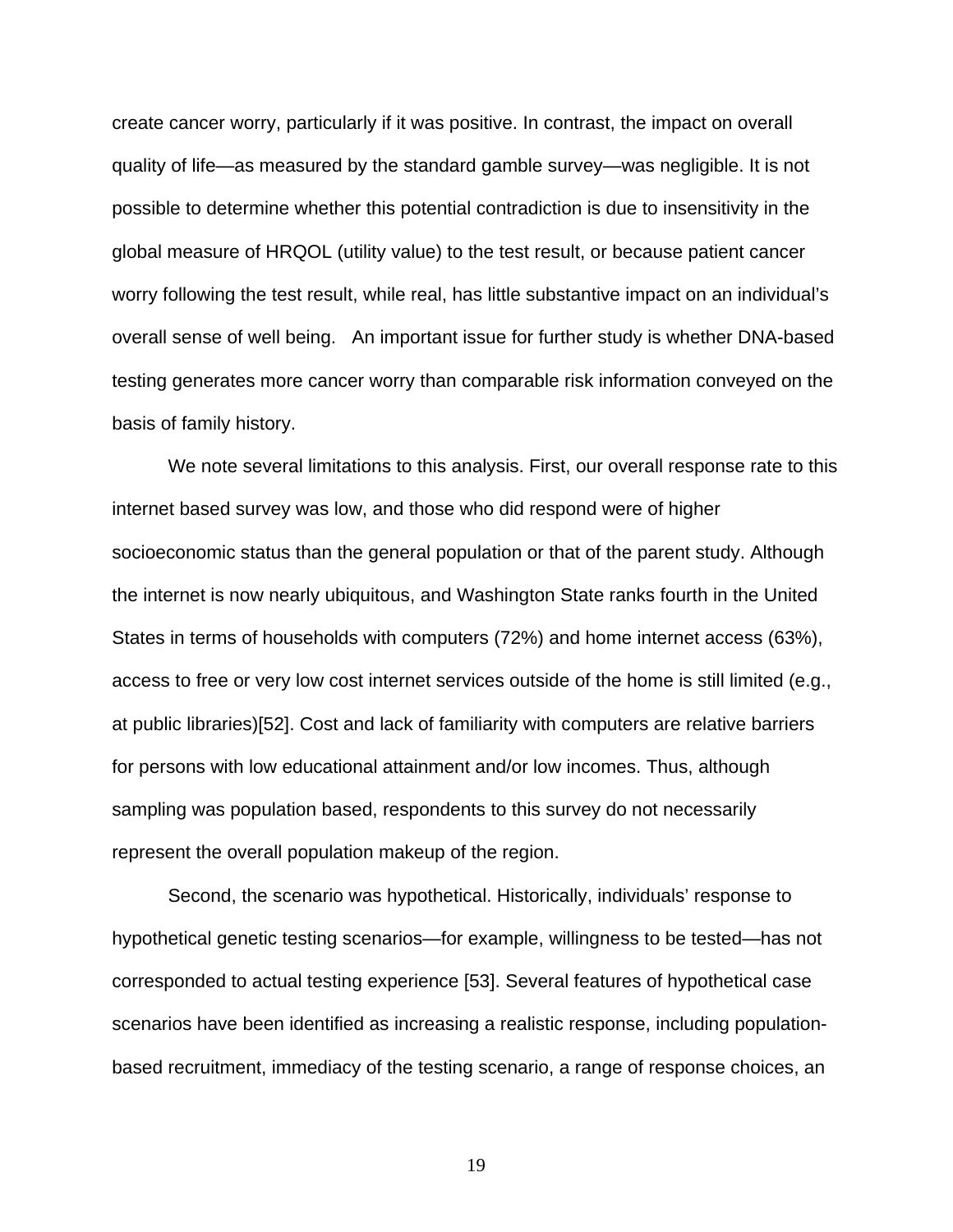create cancer worry, particularly if it was positive. In contrast, the impact on overall quality of life—as measured by the standard gamble survey—was negligible. It is not possible to determine whether this potential contradiction is due to insensitivity in the global measure of HRQOL (utility value) to the test result, or because patient cancer worry following the test result, while real, has little substantive impact on an individual's overall sense of well being. An important issue for further study is whether DNA-based testing generates more cancer worry than comparable risk information conveyed on the basis of family history.

We note several limitations to this analysis. First, our overall response rate to this internet based survey was low, and those who did respond were of higher socioeconomic status than the general population or that of the parent study. Although the internet is now nearly ubiquitous, and Washington State ranks fourth in the United States in terms of households with computers (72%) and home internet access (63%), access to free or very low cost internet services outside of the home is still limited (e.g., at public libraries)[52]. Cost and lack of familiarity with computers are relative barriers for persons with low educational attainment and/or low incomes. Thus, although sampling was population based, respondents to this survey do not necessarily represent the overall population makeup of the region.

Second, the scenario was hypothetical. Historically, individuals' response to hypothetical genetic testing scenarios—for example, willingness to be tested—has not corresponded to actual testing experience [53]. Several features of hypothetical case scenarios have been identified as increasing a realistic response, including population-based recruitment, immediacy of the testing scenario, a range of response choices, an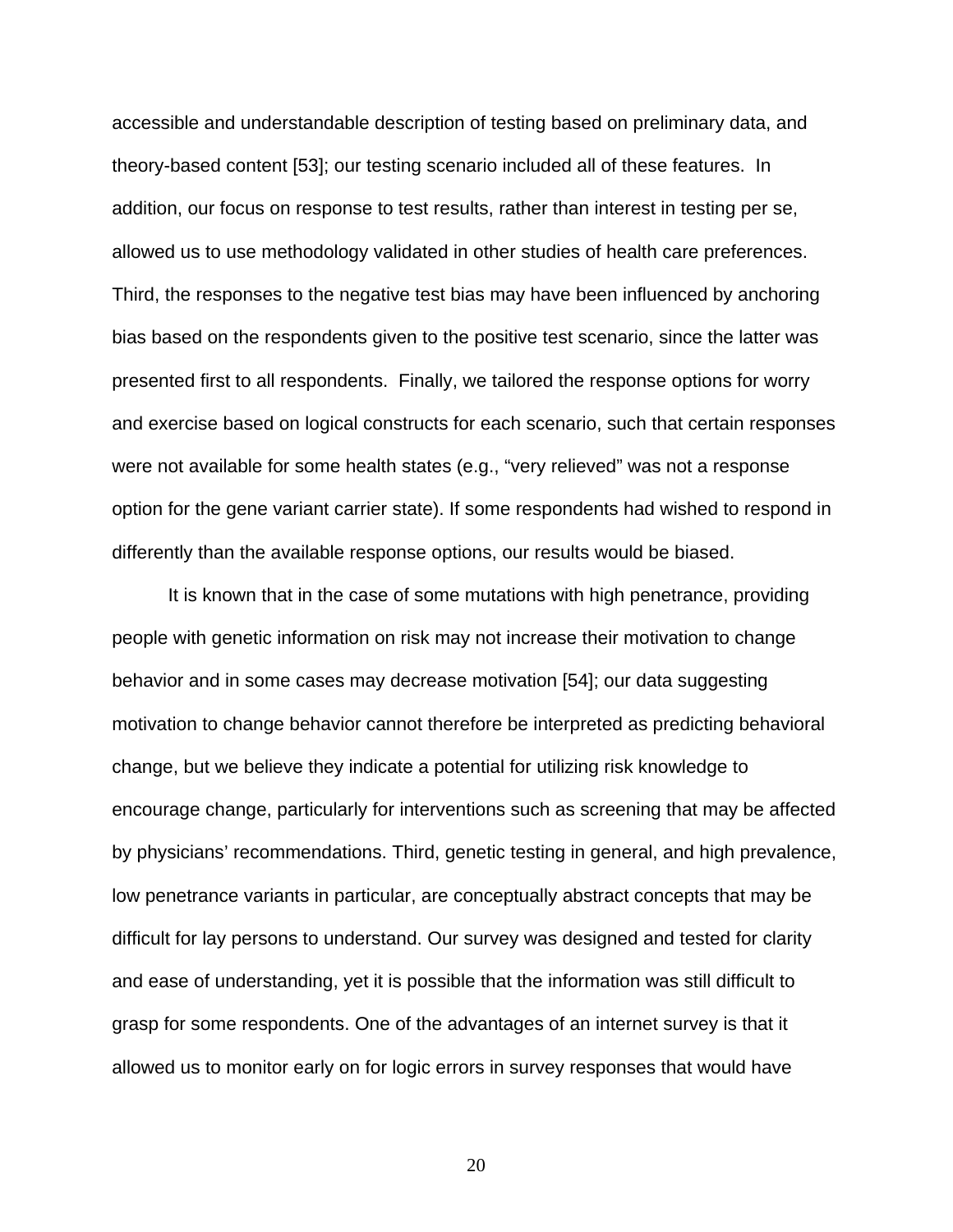accessible and understandable description of testing based on preliminary data, and theory-based content [53]; our testing scenario included all of these features. In addition, our focus on response to test results, rather than interest in testing per se, allowed us to use methodology validated in other studies of health care preferences. Third, the responses to the negative test bias may have been influenced by anchoring bias based on the respondents given to the positive test scenario, since the latter was presented first to all respondents. Finally, we tailored the response options for worry and exercise based on logical constructs for each scenario, such that certain responses were not available for some health states (e.g., "very relieved" was not a response option for the gene variant carrier state). If some respondents had wished to respond in differently than the available response options, our results would be biased.

It is known that in the case of some mutations with high penetrance, providing people with genetic information on risk may not increase their motivation to change behavior and in some cases may decrease motivation [54]; our data suggesting motivation to change behavior cannot therefore be interpreted as predicting behavioral change, but we believe they indicate a potential for utilizing risk knowledge to encourage change, particularly for interventions such as screening that may be affected by physicians' recommendations. Third, genetic testing in general, and high prevalence, low penetrance variants in particular, are conceptually abstract concepts that may be difficult for lay persons to understand. Our survey was designed and tested for clarity and ease of understanding, yet it is possible that the information was still difficult to grasp for some respondents. One of the advantages of an internet survey is that it allowed us to monitor early on for logic errors in survey responses that would have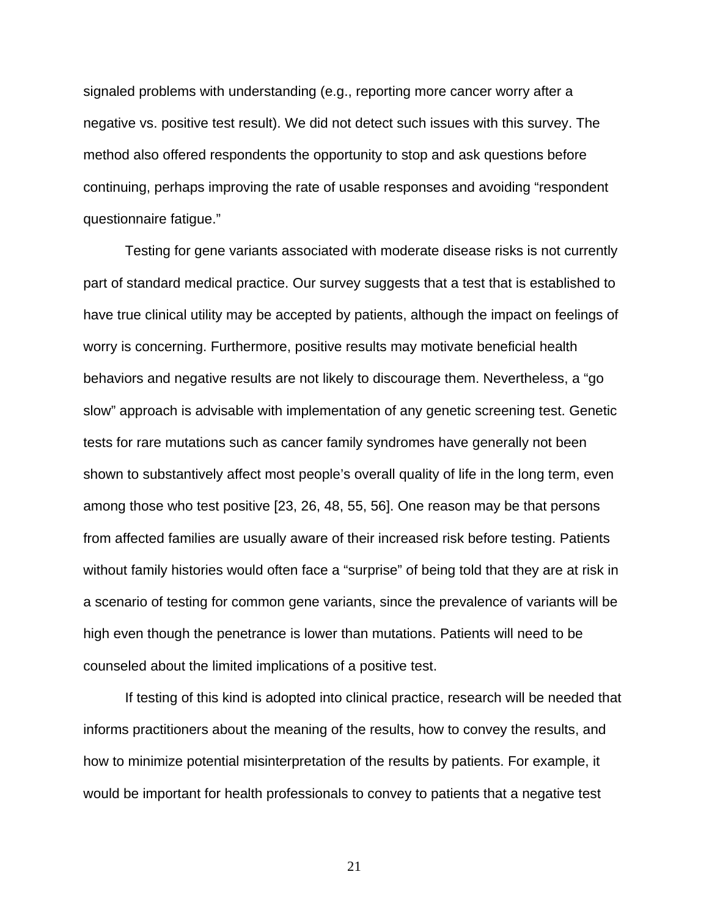signaled problems with understanding (e.g., reporting more cancer worry after a negative vs. positive test result). We did not detect such issues with this survey. The method also offered respondents the opportunity to stop and ask questions before continuing, perhaps improving the rate of usable responses and avoiding “respondent questionnaire fatigue.”

Testing for gene variants associated with moderate disease risks is not currently part of standard medical practice. Our survey suggests that a test that is established to have true clinical utility may be accepted by patients, although the impact on feelings of worry is concerning. Furthermore, positive results may motivate beneficial health behaviors and negative results are not likely to discourage them. Nevertheless, a “go slow” approach is advisable with implementation of any genetic screening test. Genetic tests for rare mutations such as cancer family syndromes have generally not been shown to substantively affect most people’s overall quality of life in the long term, even among those who test positive [23, 26, 48, 55, 56]. One reason may be that persons from affected families are usually aware of their increased risk before testing. Patients without family histories would often face a “surprise” of being told that they are at risk in a scenario of testing for common gene variants, since the prevalence of variants will be high even though the penetrance is lower than mutations. Patients will need to be counseled about the limited implications of a positive test.

If testing of this kind is adopted into clinical practice, research will be needed that informs practitioners about the meaning of the results, how to convey the results, and how to minimize potential misinterpretation of the results by patients. For example, it would be important for health professionals to convey to patients that a negative test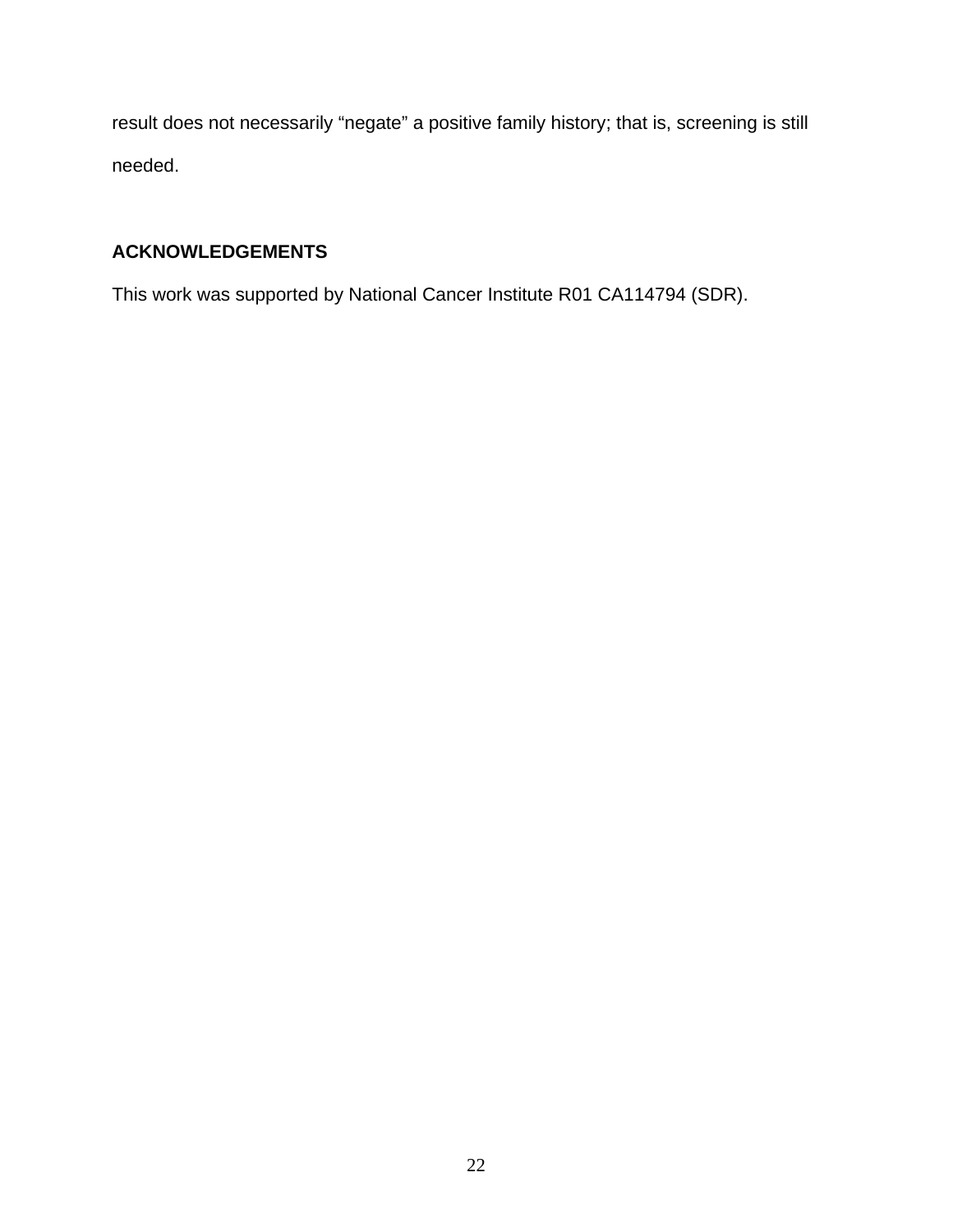result does not necessarily “negate” a positive family history; that is, screening is still needed.

## ACKNOWLEDGEMENTS

This work was supported by National Cancer Institute R01 CA114794 (SDR).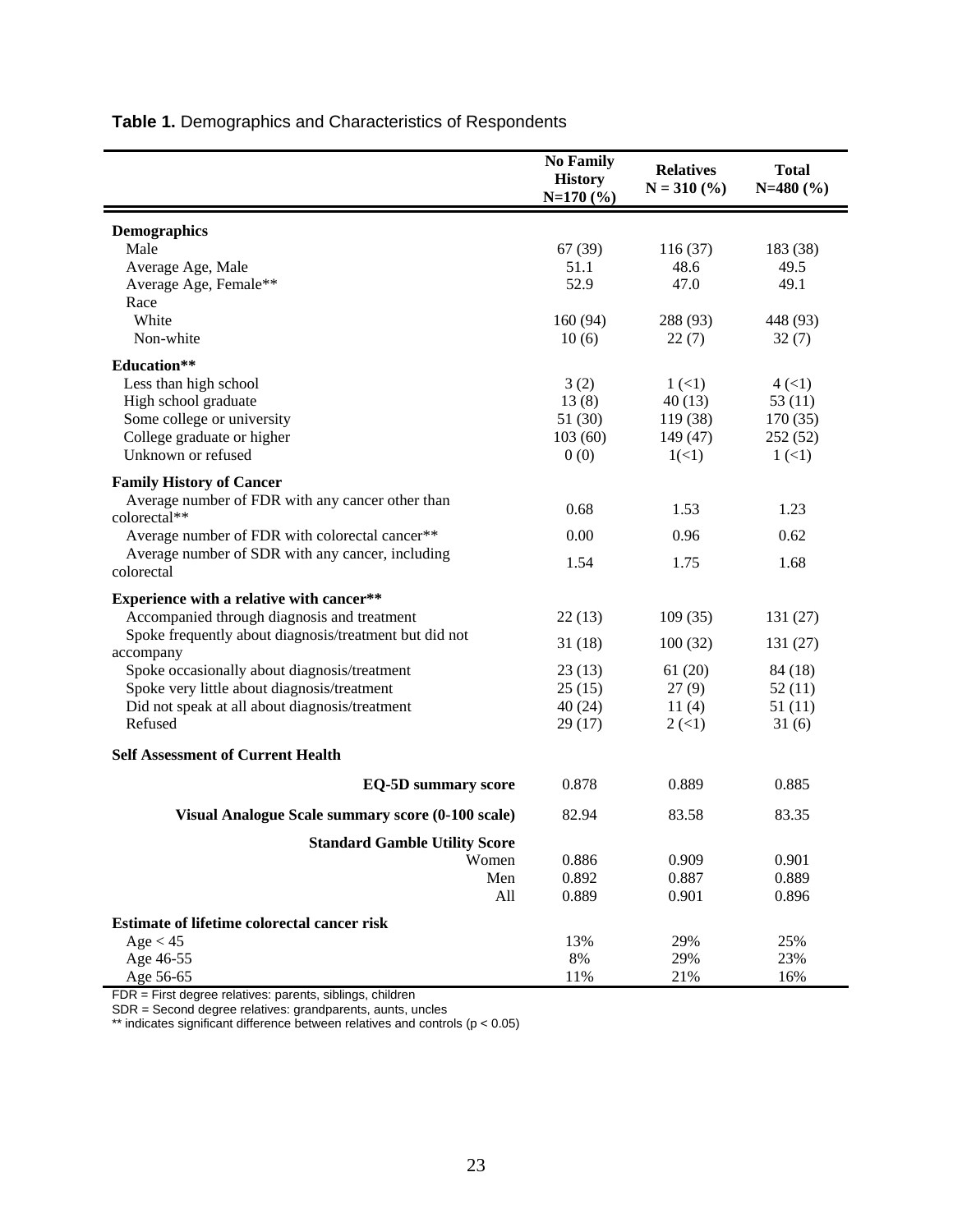**Table 1.** Demographics and Characteristics of Respondents

| | No Family History N=170 (%) | Relatives N = 310 (%) | Total N=480 (%) |
|---|---|---|---|
| **Demographics** | | | |
| Male | 67 (39) | 116 (37) | 183 (38) |
| Average Age, Male | 51.1 | 48.6 | 49.5 |
| Average Age, Female** | 52.9 | 47.0 | 49.1 |
| Race | | | |
| White | 160 (94) | 288 (93) | 448 (93) |
| Non-white | 10 (6) | 22 (7) | 32 (7) |
| **Education**** | | | |
| Less than high school | 3 (2) | 1 (<1) | 4 (<1) |
| High school graduate | 13 (8) | 40 (13) | 53 (11) |
| Some college or university | 51 (30) | 119 (38) | 170 (35) |
| College graduate or higher | 103 (60) | 149 (47) | 252 (52) |
| Unknown or refused | 0 (0) | 1(<1) | 1 (<1) |
| **Family History of Cancer** | | | |
| Average number of FDR with any cancer other than colorectal** | 0.68 | 1.53 | 1.23 |
| Average number of FDR with colorectal cancer** | 0.00 | 0.96 | 0.62 |
| Average number of SDR with any cancer, including colorectal | 1.54 | 1.75 | 1.68 |
| **Experience with a relative with cancer**** | | | |
| Accompanied through diagnosis and treatment | 22 (13) | 109 (35) | 131 (27) |
| Spoke frequently about diagnosis/treatment but did not accompany | 31 (18) | 100 (32) | 131 (27) |
| Spoke occasionally about diagnosis/treatment | 23 (13) | 61 (20) | 84 (18) |
| Spoke very little about diagnosis/treatment | 25 (15) | 27 (9) | 52 (11) |
| Did not speak at all about diagnosis/treatment | 40 (24) | 11 (4) | 51 (11) |
| Refused | 29 (17) | 2 (<1) | 31 (6) |
| **Self Assessment of Current Health** | | | |
| **EQ-5D summary score** | 0.878 | 0.889 | 0.885 |
| **Visual Analogue Scale summary score (0-100 scale)** | 82.94 | 83.58 | 83.35 |
| **Standard Gamble Utility Score** | | | |
| Women | 0.886 | 0.909 | 0.901 |
| Men | 0.892 | 0.887 | 0.889 |
| All | 0.889 | 0.901 | 0.896 |
| **Estimate of lifetime colorectal cancer risk** | | | |
| Age < 45 | 13% | 29% | 25% |
| Age 46-55 | 8% | 29% | 23% |
| Age 56-65 | 11% | 21% | 16% |

FDR = First degree relatives: parents, siblings, children

SDR = Second degree relatives: grandparents, aunts, uncles

** indicates significant difference between relatives and controls ($p < 0.05$)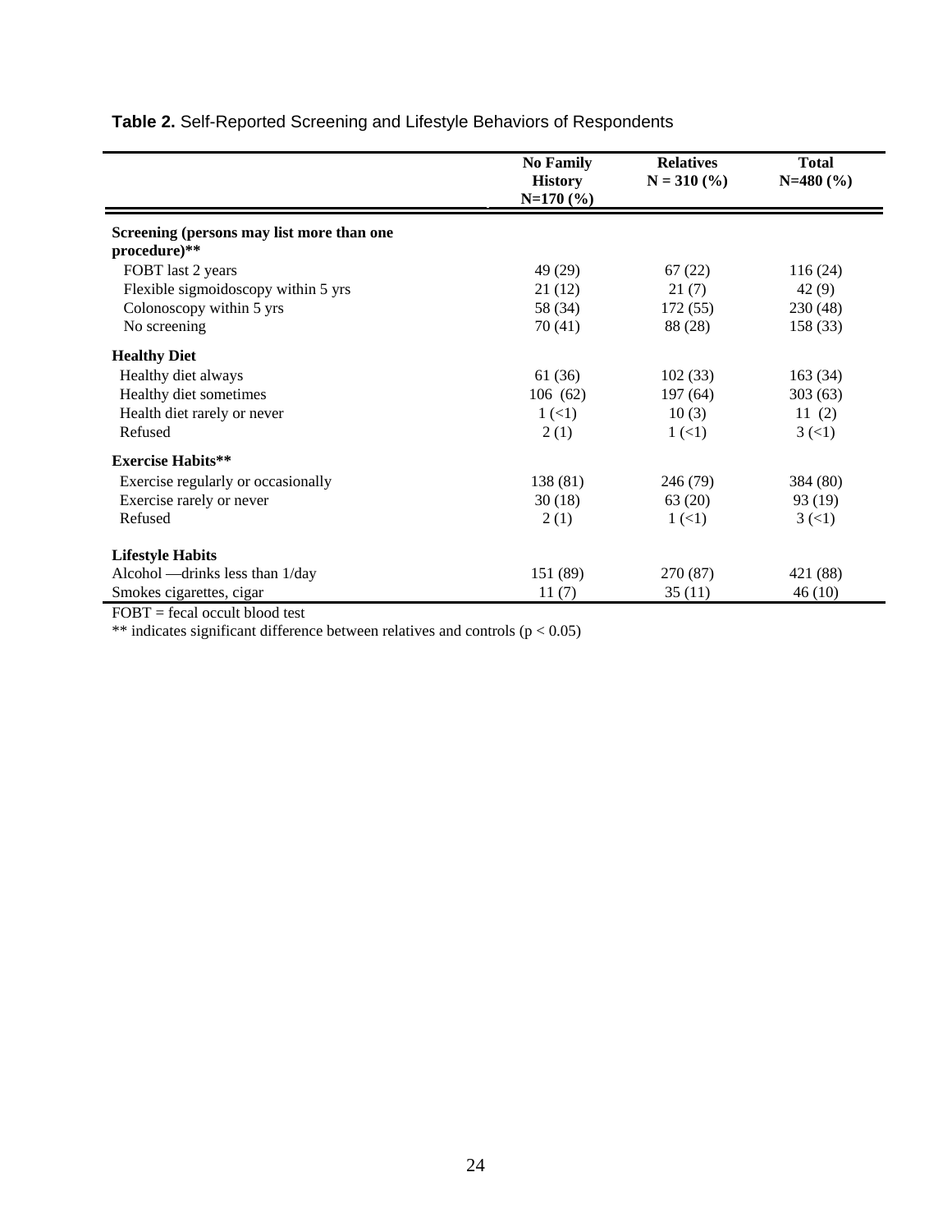**Table 2.** Self-Reported Screening and Lifestyle Behaviors of Respondents

| | No Family History N=170 (%) | Relatives N = 310 (%) | Total N=480 (%) |
|---|---|---|---|
| **Screening (persons may list more than one procedure)**** | | | |
| FOBT last 2 years | 49 (29) | 67 (22) | 116 (24) |
| Flexible sigmoidoscopy within 5 yrs | 21 (12) | 21 (7) | 42 (9) |
| Colonoscopy within 5 yrs | 58 (34) | 172 (55) | 230 (48) |
| No screening | 70 (41) | 88 (28) | 158 (33) |
| **Healthy Diet** | | | |
| Healthy diet always | 61 (36) | 102 (33) | 163 (34) |
| Healthy diet sometimes | 106 (62) | 197 (64) | 303 (63) |
| Health diet rarely or never | 1 (<1) | 10 (3) | 11 (2) |
| Refused | 2 (1) | 1 (<1) | 3 (<1) |
| **Exercise Habits**** | | | |
| Exercise regularly or occasionally | 138 (81) | 246 (79) | 384 (80) |
| Exercise rarely or never | 30 (18) | 63 (20) | 93 (19) |
| Refused | 2 (1) | 1 (<1) | 3 (<1) |
| **Lifestyle Habits** | | | |
| Alcohol —drinks less than 1/day | 151 (89) | 270 (87) | 421 (88) |
| Smokes cigarettes, cigar | 11 (7) | 35 (11) | 46 (10) |

FOBT = fecal occult blood test

** indicates significant difference between relatives and controls ($p < 0.05$)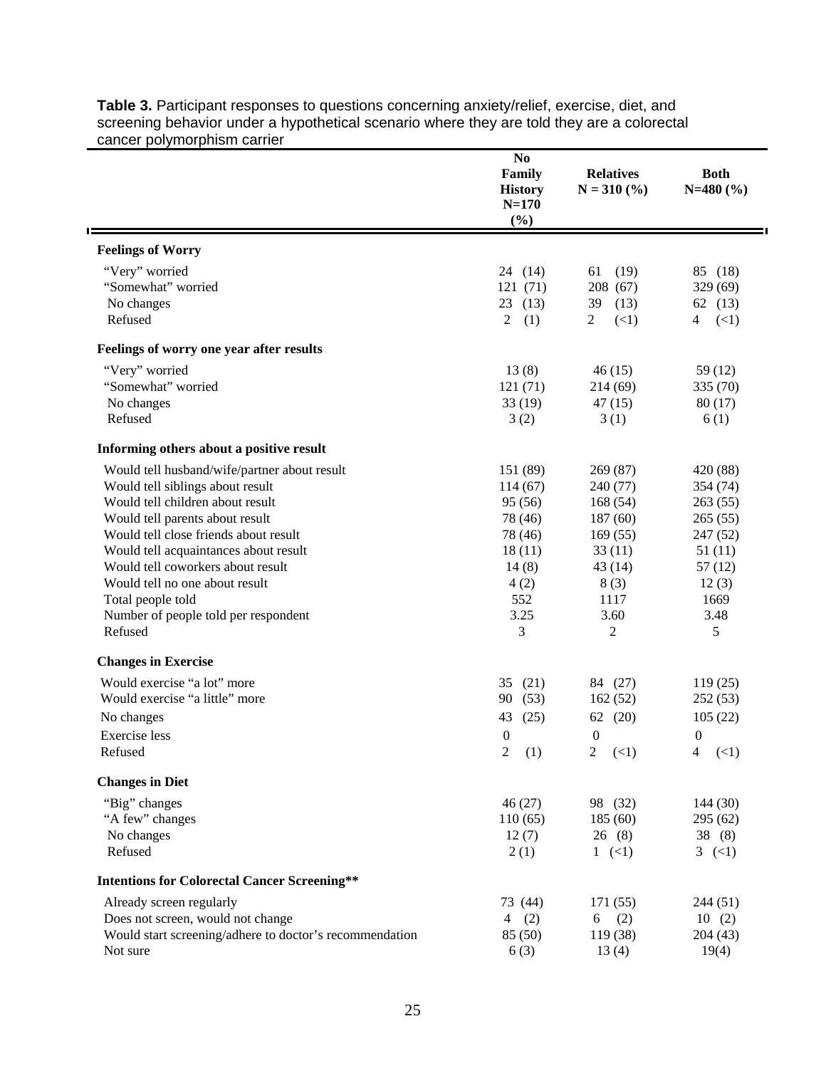**Table 3.** Participant responses to questions concerning anxiety/relief, exercise, diet, and screening behavior under a hypothetical scenario where they are told they are a colorectal cancer polymorphism carrier

| | No Family History N=170 (%) | Relatives N = 310 (%) | Both N=480 (%) |
|---|---|---|---|
| **Feelings of Worry** | | | |
| "Very" worried | 24 (14) | 61 (19) | 85 (18) |
| "Somewhat" worried | 121 (71) | 208 (67) | 329 (69) |
| No changes | 23 (13) | 39 (13) | 62 (13) |
| Refused | 2 (1) | 2 (<1) | 4 (<1) |
| **Feelings of worry one year after results** | | | |
| "Very" worried | 13 (8) | 46 (15) | 59 (12) |
| "Somewhat" worried | 121 (71) | 214 (69) | 335 (70) |
| No changes | 33 (19) | 47 (15) | 80 (17) |
| Refused | 3 (2) | 3 (1) | 6 (1) |
| **Informing others about a positive result** | | | |
| Would tell husband/wife/partner about result | 151 (89) | 269 (87) | 420 (88) |
| Would tell siblings about result | 114 (67) | 240 (77) | 354 (74) |
| Would tell children about result | 95 (56) | 168 (54) | 263 (55) |
| Would tell parents about result | 78 (46) | 187 (60) | 265 (55) |
| Would tell close friends about result | 78 (46) | 169 (55) | 247 (52) |
| Would tell acquaintances about result | 18 (11) | 33 (11) | 51 (11) |
| Would tell coworkers about result | 14 (8) | 43 (14) | 57 (12) |
| Would tell no one about result | 4 (2) | 8 (3) | 12 (3) |
| Total people told | 552 | 1117 | 1669 |
| Number of people told per respondent | 3.25 | 3.60 | 3.48 |
| Refused | 3 | 2 | 5 |
| **Changes in Exercise** | | | |
| Would exercise "a lot" more | 35 (21) | 84 (27) | 119 (25) |
| Would exercise "a little" more | 90 (53) | 162 (52) | 252 (53) |
| No changes | 43 (25) | 62 (20) | 105 (22) |
| Exercise less | 0 | 0 | 0 |
| Refused | 2 (1) | 2 (<1) | 4 (<1) |
| **Changes in Diet** | | | |
| "Big" changes | 46 (27) | 98 (32) | 144 (30) |
| "A few" changes | 110 (65) | 185 (60) | 295 (62) |
| No changes | 12 (7) | 26 (8) | 38 (8) |
| Refused | 2 (1) | 1 (<1) | 3 (<1) |
| **Intentions for Colorectal Cancer Screening**** | | | |
| Already screen regularly | 73 (44) | 171 (55) | 244 (51) |
| Does not screen, would not change | 4 (2) | 6 (2) | 10 (2) |
| Would start screening/adhere to doctor's recommendation | 85 (50) | 119 (38) | 204 (43) |
| Not sure | 6 (3) | 13 (4) | 19(4) |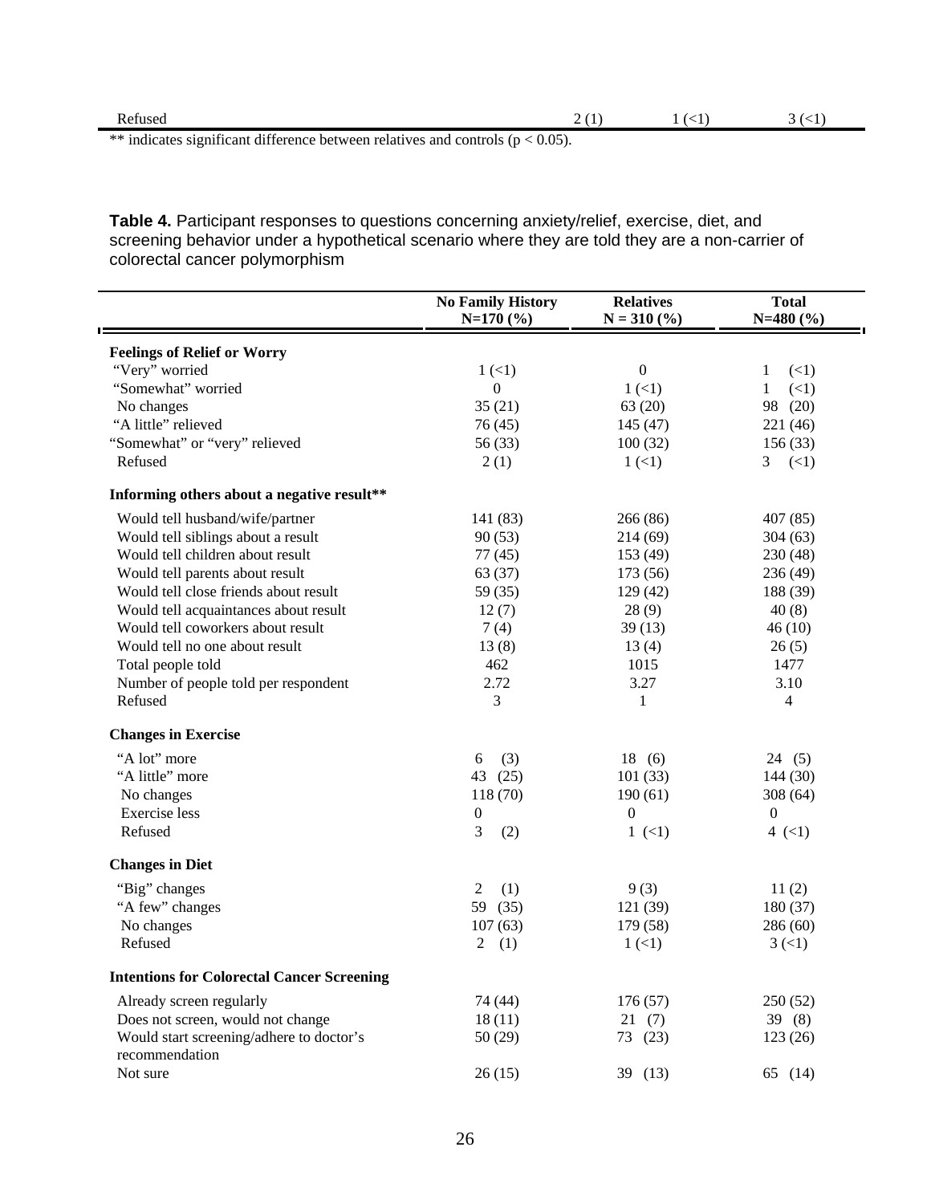| Refused | 2 (1) | 1 (<1) | 3 (<1) |
|---|---|---|---|

** indicates significant difference between relatives and controls ($p < 0.05$).

**Table 4.** Participant responses to questions concerning anxiety/relief, exercise, diet, and screening behavior under a hypothetical scenario where they are told they are a non-carrier of colorectal cancer polymorphism

| | No Family History N=170 (%) | Relatives N = 310 (%) | Total N=480 (%) |
|---|---|---|---|
| **Feelings of Relief or Worry** | | | |
| "Very" worried | 1 (<1) | 0 | 1 (<1) |
| "Somewhat" worried | 0 | 1 (<1) | 1 (<1) |
| No changes | 35 (21) | 63 (20) | 98 (20) |
| "A little" relieved | 76 (45) | 145 (47) | 221 (46) |
| "Somewhat" or "very" relieved | 56 (33) | 100 (32) | 156 (33) |
| Refused | 2 (1) | 1 (<1) | 3 (<1) |
| **Informing others about a negative result**** | | | |
| Would tell husband/wife/partner | 141 (83) | 266 (86) | 407 (85) |
| Would tell siblings about a result | 90 (53) | 214 (69) | 304 (63) |
| Would tell children about result | 77 (45) | 153 (49) | 230 (48) |
| Would tell parents about result | 63 (37) | 173 (56) | 236 (49) |
| Would tell close friends about result | 59 (35) | 129 (42) | 188 (39) |
| Would tell acquaintances about result | 12 (7) | 28 (9) | 40 (8) |
| Would tell coworkers about result | 7 (4) | 39 (13) | 46 (10) |
| Would tell no one about result | 13 (8) | 13 (4) | 26 (5) |
| Total people told | 462 | 1015 | 1477 |
| Number of people told per respondent | 2.72 | 3.27 | 3.10 |
| Refused | 3 | 1 | 4 |
| **Changes in Exercise** | | | |
| "A lot" more | 6 (3) | 18 (6) | 24 (5) |
| "A little" more | 43 (25) | 101 (33) | 144 (30) |
| No changes | 118 (70) | 190 (61) | 308 (64) |
| Exercise less | 0 | 0 | 0 |
| Refused | 3 (2) | 1 (<1) | 4 (<1) |
| **Changes in Diet** | | | |
| "Big" changes | 2 (1) | 9 (3) | 11 (2) |
| "A few" changes | 59 (35) | 121 (39) | 180 (37) |
| No changes | 107 (63) | 179 (58) | 286 (60) |
| Refused | 2 (1) | 1 (<1) | 3 (<1) |
| **Intentions for Colorectal Cancer Screening** | | | |
| Already screen regularly | 74 (44) | 176 (57) | 250 (52) |
| Does not screen, would not change | 18 (11) | 21 (7) | 39 (8) |
| Would start screening/adhere to doctor's recommendation | 50 (29) | 73 (23) | 123 (26) |
| Not sure | 26 (15) | 39 (13) | 65 (14) |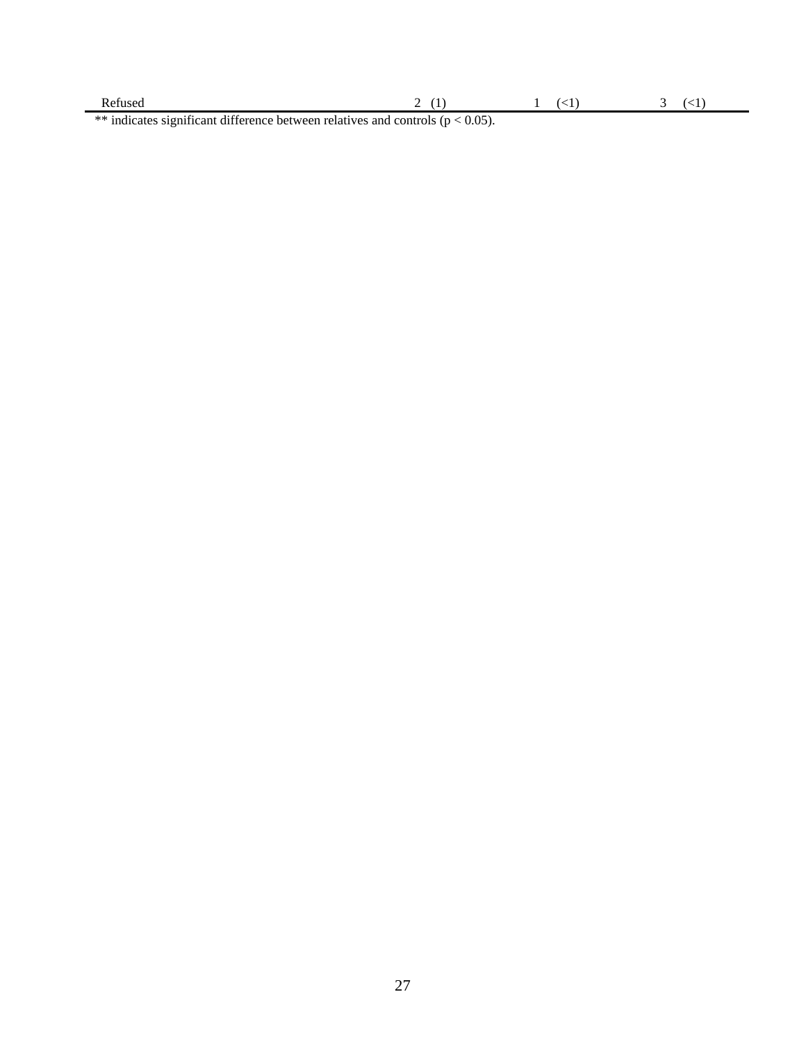| | | | |
|---|---|---|---|
| Refused | 2 (1) | 1 (<1) | 3 (<1) |

** indicates significant difference between relatives and controls ($p < 0.05$).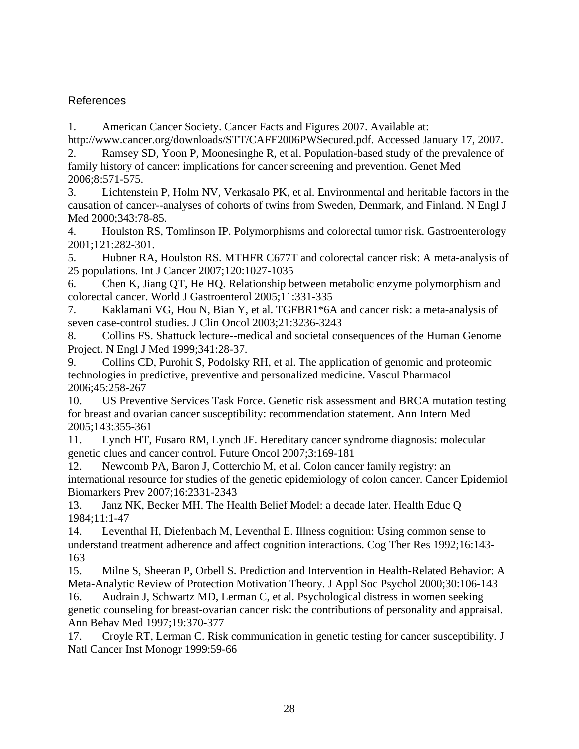## References

1. American Cancer Society. Cancer Facts and Figures 2007. Available at: http://www.cancer.org/downloads/STT/CAFF2006PWSecured.pdf. Accessed January 17, 2007.
2. Ramsey SD, Yoon P, Moonesinghe R, et al. Population-based study of the prevalence of family history of cancer: implications for cancer screening and prevention. Genet Med 2006;8:571-575.
3. Lichtenstein P, Holm NV, Verkasalo PK, et al. Environmental and heritable factors in the causation of cancer--analyses of cohorts of twins from Sweden, Denmark, and Finland. N Engl J Med 2000;343:78-85.
4. Houlston RS, Tomlinson IP. Polymorphisms and colorectal tumor risk. Gastroenterology 2001;121:282-301.
5. Hubner RA, Houlston RS. MTHFR C677T and colorectal cancer risk: A meta-analysis of 25 populations. Int J Cancer 2007;120:1027-1035
6. Chen K, Jiang QT, He HQ. Relationship between metabolic enzyme polymorphism and colorectal cancer. World J Gastroenterol 2005;11:331-335
7. Kaklamani VG, Hou N, Bian Y, et al. TGFBR1*6A and cancer risk: a meta-analysis of seven case-control studies. J Clin Oncol 2003;21:3236-3243
8. Collins FS. Shattuck lecture--medical and societal consequences of the Human Genome Project. N Engl J Med 1999;341:28-37.
9. Collins CD, Purohit S, Podolsky RH, et al. The application of genomic and proteomic technologies in predictive, preventive and personalized medicine. Vascul Pharmacol 2006;45:258-267
10. US Preventive Services Task Force. Genetic risk assessment and BRCA mutation testing for breast and ovarian cancer susceptibility: recommendation statement. Ann Intern Med 2005;143:355-361
11. Lynch HT, Fusaro RM, Lynch JF. Hereditary cancer syndrome diagnosis: molecular genetic clues and cancer control. Future Oncol 2007;3:169-181
12. Newcomb PA, Baron J, Cotterchio M, et al. Colon cancer family registry: an international resource for studies of the genetic epidemiology of colon cancer. Cancer Epidemiol Biomarkers Prev 2007;16:2331-2343
13. Janz NK, Becker MH. The Health Belief Model: a decade later. Health Educ Q 1984;11:1-47
14. Leventhal H, Diefenbach M, Leventhal E. Illness cognition: Using common sense to understand treatment adherence and affect cognition interactions. Cog Ther Res 1992;16:143-163
15. Milne S, Sheeran P, Orbell S. Prediction and Intervention in Health-Related Behavior: A Meta-Analytic Review of Protection Motivation Theory. J Appl Soc Psychol 2000;30:106-143
16. Audrain J, Schwartz MD, Lerman C, et al. Psychological distress in women seeking genetic counseling for breast-ovarian cancer risk: the contributions of personality and appraisal. Ann Behav Med 1997;19:370-377
17. Croyle RT, Lerman C. Risk communication in genetic testing for cancer susceptibility. J Natl Cancer Inst Monogr 1999:59-66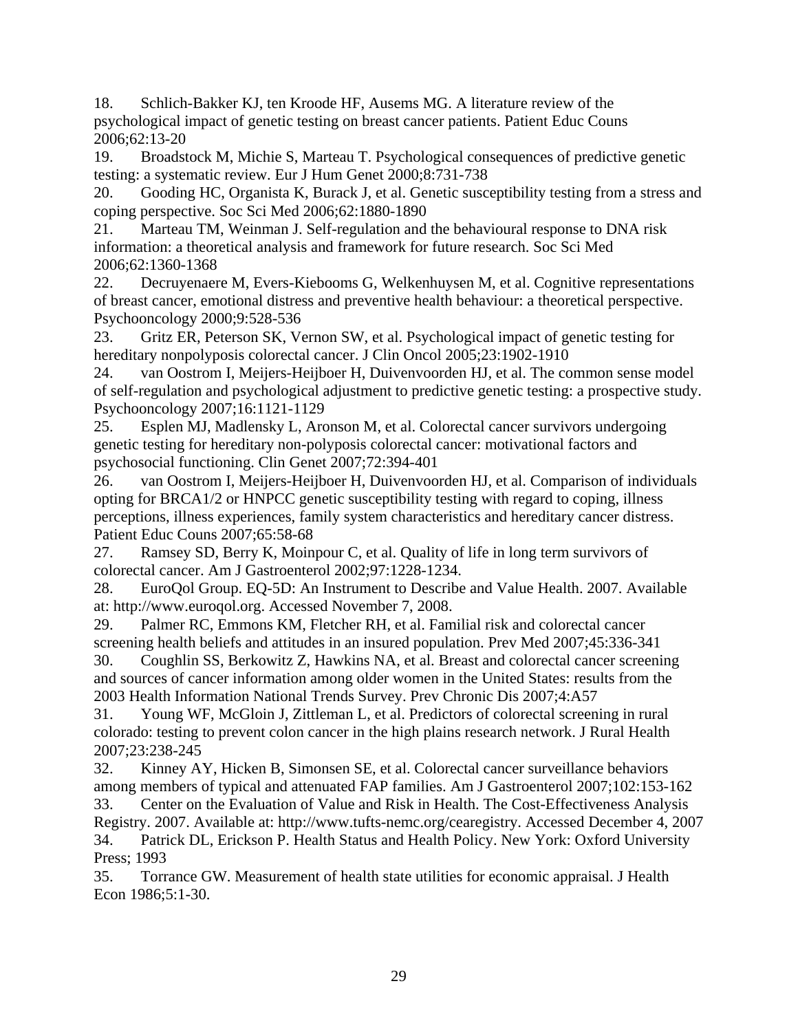18. Schlich-Bakker KJ, ten Kroode HF, Ausems MG. A literature review of the psychological impact of genetic testing on breast cancer patients. Patient Educ Couns 2006;62:13-20
19. Broadstock M, Michie S, Marteau T. Psychological consequences of predictive genetic testing: a systematic review. Eur J Hum Genet 2000;8:731-738
20. Gooding HC, Organista K, Burack J, et al. Genetic susceptibility testing from a stress and coping perspective. Soc Sci Med 2006;62:1880-1890
21. Marteau TM, Weinman J. Self-regulation and the behavioural response to DNA risk information: a theoretical analysis and framework for future research. Soc Sci Med 2006;62:1360-1368
22. Decruyenaere M, Evers-Kiebooms G, Welkenhuysen M, et al. Cognitive representations of breast cancer, emotional distress and preventive health behaviour: a theoretical perspective. Psychooncology 2000;9:528-536
23. Gritz ER, Peterson SK, Vernon SW, et al. Psychological impact of genetic testing for hereditary nonpolyposis colorectal cancer. J Clin Oncol 2005;23:1902-1910
24. van Oostrom I, Meijers-Heijboer H, Duivenvoorden HJ, et al. The common sense model of self-regulation and psychological adjustment to predictive genetic testing: a prospective study. Psychooncology 2007;16:1121-1129
25. Esplen MJ, Madlensky L, Aronson M, et al. Colorectal cancer survivors undergoing genetic testing for hereditary non-polyposis colorectal cancer: motivational factors and psychosocial functioning. Clin Genet 2007;72:394-401
26. van Oostrom I, Meijers-Heijboer H, Duivenvoorden HJ, et al. Comparison of individuals opting for BRCA1/2 or HNPCC genetic susceptibility testing with regard to coping, illness perceptions, illness experiences, family system characteristics and hereditary cancer distress. Patient Educ Couns 2007;65:58-68
27. Ramsey SD, Berry K, Moinpour C, et al. Quality of life in long term survivors of colorectal cancer. Am J Gastroenterol 2002;97:1228-1234.
28. EuroQol Group. EQ-5D: An Instrument to Describe and Value Health. 2007. Available at: http://www.euroqol.org. Accessed November 7, 2008.
29. Palmer RC, Emmons KM, Fletcher RH, et al. Familial risk and colorectal cancer screening health beliefs and attitudes in an insured population. Prev Med 2007;45:336-341
30. Coughlin SS, Berkowitz Z, Hawkins NA, et al. Breast and colorectal cancer screening and sources of cancer information among older women in the United States: results from the 2003 Health Information National Trends Survey. Prev Chronic Dis 2007;4:A57
31. Young WF, McGloin J, Zittleman L, et al. Predictors of colorectal screening in rural colorado: testing to prevent colon cancer in the high plains research network. J Rural Health 2007;23:238-245
32. Kinney AY, Hicken B, Simonsen SE, et al. Colorectal cancer surveillance behaviors among members of typical and attenuated FAP families. Am J Gastroenterol 2007;102:153-162
33. Center on the Evaluation of Value and Risk in Health. The Cost-Effectiveness Analysis Registry. 2007. Available at: http://www.tufts-nemc.org/cearegistry. Accessed December 4, 2007
34. Patrick DL, Erickson P. Health Status and Health Policy. New York: Oxford University Press; 1993
35. Torrance GW. Measurement of health state utilities for economic appraisal. J Health Econ 1986;5:1-30.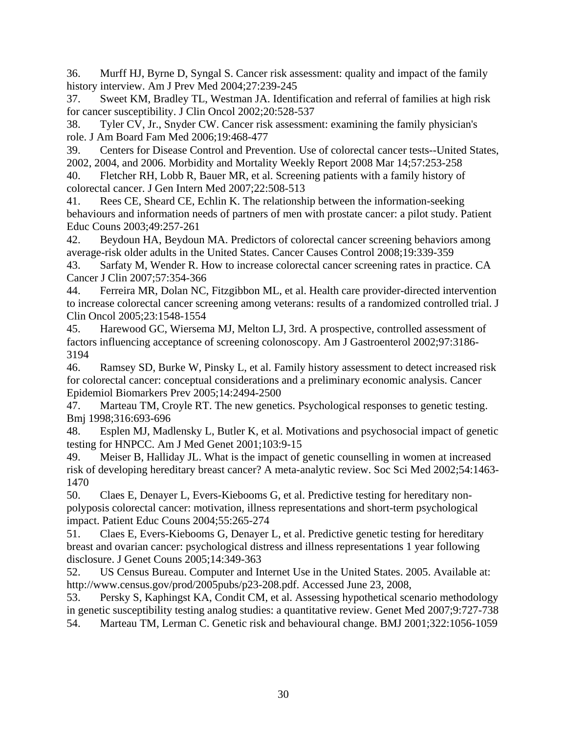36. Murff HJ, Byrne D, Syngal S. Cancer risk assessment: quality and impact of the family history interview. Am J Prev Med 2004;27:239-245
37. Sweet KM, Bradley TL, Westman JA. Identification and referral of families at high risk for cancer susceptibility. J Clin Oncol 2002;20:528-537
38. Tyler CV, Jr., Snyder CW. Cancer risk assessment: examining the family physician's role. J Am Board Fam Med 2006;19:468-477
39. Centers for Disease Control and Prevention. Use of colorectal cancer tests--United States, 2002, 2004, and 2006. Morbidity and Mortality Weekly Report 2008 Mar 14;57:253-258
40. Fletcher RH, Lobb R, Bauer MR, et al. Screening patients with a family history of colorectal cancer. J Gen Intern Med 2007;22:508-513
41. Rees CE, Sheard CE, Echlin K. The relationship between the information-seeking behaviours and information needs of partners of men with prostate cancer: a pilot study. Patient Educ Couns 2003;49:257-261
42. Beydoun HA, Beydoun MA. Predictors of colorectal cancer screening behaviors among average-risk older adults in the United States. Cancer Causes Control 2008;19:339-359
43. Sarfaty M, Wender R. How to increase colorectal cancer screening rates in practice. CA Cancer J Clin 2007;57:354-366
44. Ferreira MR, Dolan NC, Fitzgibbon ML, et al. Health care provider-directed intervention to increase colorectal cancer screening among veterans: results of a randomized controlled trial. J Clin Oncol 2005;23:1548-1554
45. Harewood GC, Wiersema MJ, Melton LJ, 3rd. A prospective, controlled assessment of factors influencing acceptance of screening colonoscopy. Am J Gastroenterol 2002;97:3186-3194
46. Ramsey SD, Burke W, Pinsky L, et al. Family history assessment to detect increased risk for colorectal cancer: conceptual considerations and a preliminary economic analysis. Cancer Epidemiol Biomarkers Prev 2005;14:2494-2500
47. Marteau TM, Croyle RT. The new genetics. Psychological responses to genetic testing. Bmj 1998;316:693-696
48. Esplen MJ, Madlensky L, Butler K, et al. Motivations and psychosocial impact of genetic testing for HNPCC. Am J Med Genet 2001;103:9-15
49. Meiser B, Halliday JL. What is the impact of genetic counselling in women at increased risk of developing hereditary breast cancer? A meta-analytic review. Soc Sci Med 2002;54:1463-1470
50. Claes E, Denayer L, Evers-Kiebooms G, et al. Predictive testing for hereditary non-polyposis colorectal cancer: motivation, illness representations and short-term psychological impact. Patient Educ Couns 2004;55:265-274
51. Claes E, Evers-Kiebooms G, Denayer L, et al. Predictive genetic testing for hereditary breast and ovarian cancer: psychological distress and illness representations 1 year following disclosure. J Genet Couns 2005;14:349-363
52. US Census Bureau. Computer and Internet Use in the United States. 2005. Available at: http://www.census.gov/prod/2005pubs/p23-208.pdf. Accessed June 23, 2008,
53. Persky S, Kaphingst KA, Condit CM, et al. Assessing hypothetical scenario methodology in genetic susceptibility testing analog studies: a quantitative review. Genet Med 2007;9:727-738
54. Marteau TM, Lerman C. Genetic risk and behavioural change. BMJ 2001;322:1056-1059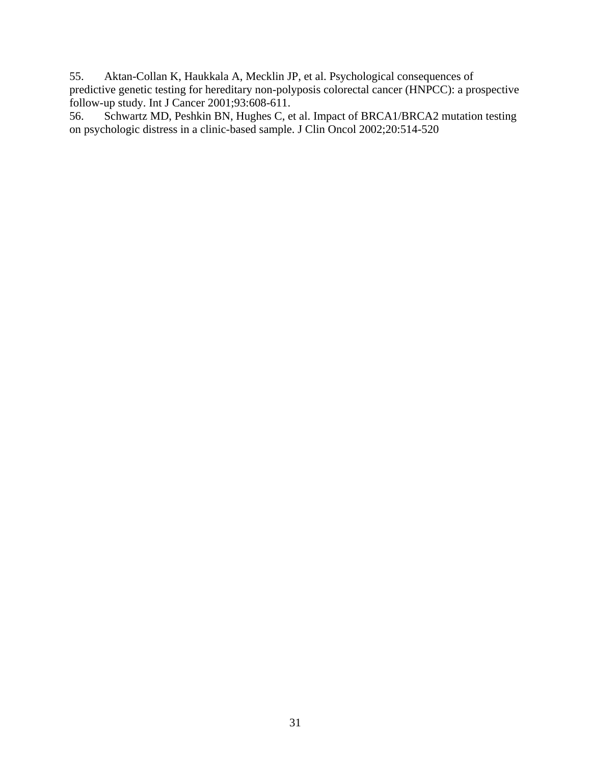55. Aktan-Collan K, Haukkala A, Mecklin JP, et al. Psychological consequences of predictive genetic testing for hereditary non-polyposis colorectal cancer (HNPCC): a prospective follow-up study. Int J Cancer 2001;93:608-611.

56. Schwartz MD, Peshkin BN, Hughes C, et al. Impact of BRCA1/BRCA2 mutation testing on psychologic distress in a clinic-based sample. J Clin Oncol 2002;20:514-520